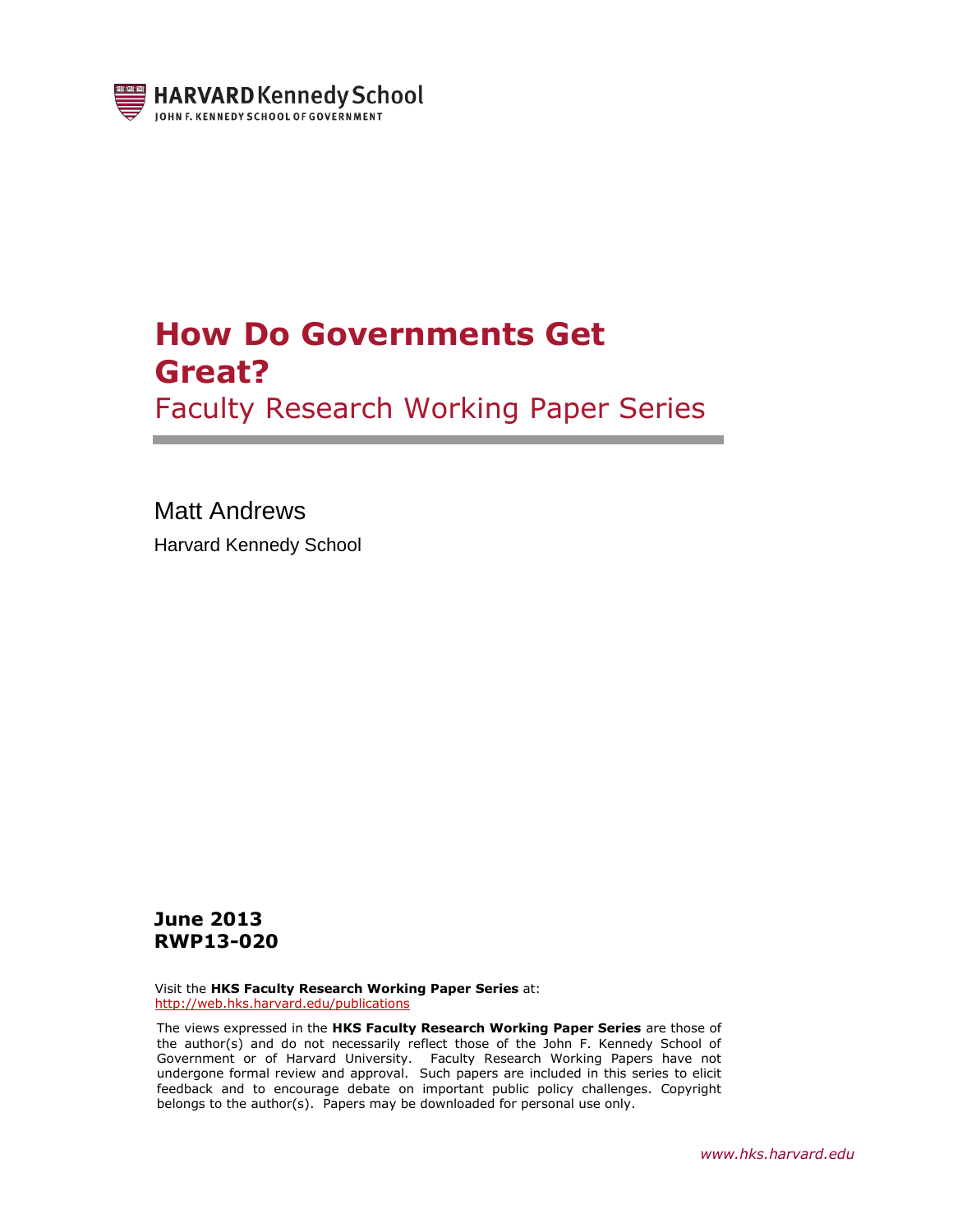HARVARD Kennedy School
JOHN F. KENNEDY SCHOOL OF GOVERNMENT

# How Do Governments Get Great?

## Faculty Research Working Paper Series

Matt Andrews

Harvard Kennedy School

**June 2013**
**RWP13-020**

Visit the **HKS Faculty Research Working Paper Series** at:
http://web.hks.harvard.edu/publications

The views expressed in the **HKS Faculty Research Working Paper Series** are those of the author(s) and do not necessarily reflect those of the John F. Kennedy School of Government or of Harvard University. Faculty Research Working Papers have not undergone formal review and approval. Such papers are included in this series to elicit feedback and to encourage debate on important public policy challenges. Copyright belongs to the author(s). Papers may be downloaded for personal use only.

*www.hks.harvard.edu*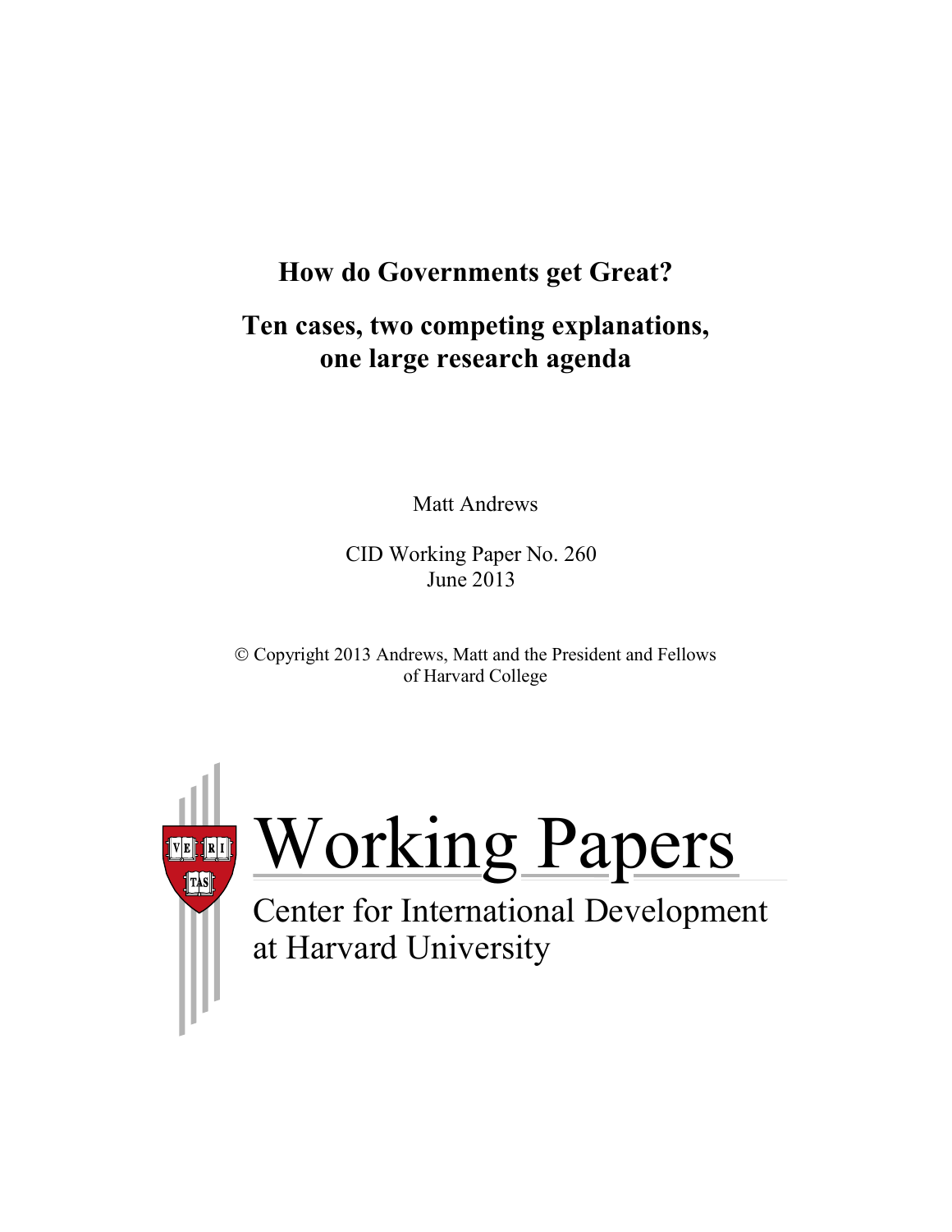# How do Governments get Great?

## Ten cases, two competing explanations, one large research agenda

Matt Andrews

CID Working Paper No. 260
June 2013

© Copyright 2013 Andrews, Matt and the President and Fellows of Harvard College

Working Papers
Center for International Development at Harvard University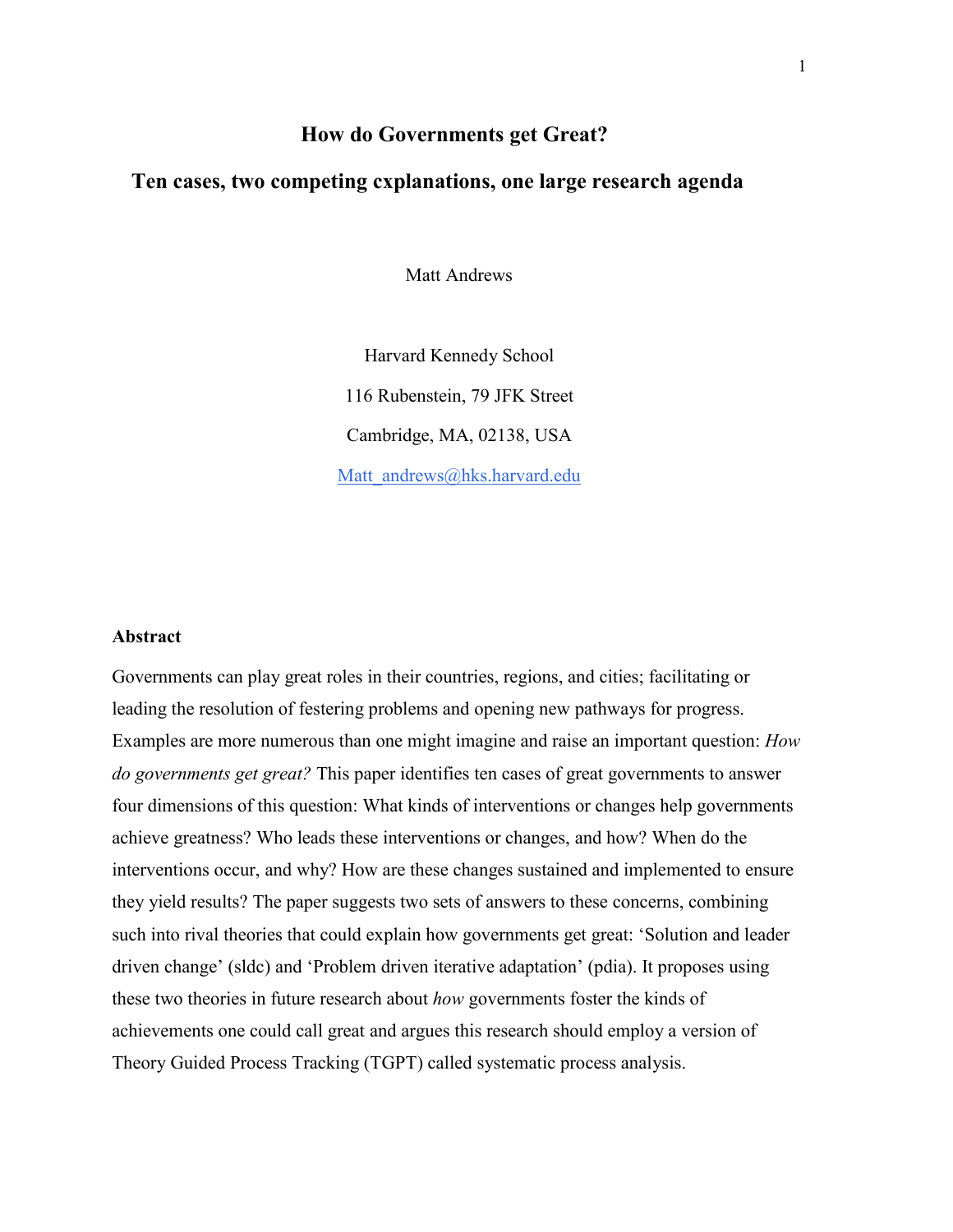# How do Governments get Great?

## Ten cases, two competing cxplanations, one large research agenda

Matt Andrews

Harvard Kennedy School

116 Rubenstein, 79 JFK Street

Cambridge, MA, 02138, USA

Matt_andrews@hks.harvard.edu

### Abstract

Governments can play great roles in their countries, regions, and cities; facilitating or leading the resolution of festering problems and opening new pathways for progress. Examples are more numerous than one might imagine and raise an important question: *How do governments get great?* This paper identifies ten cases of great governments to answer four dimensions of this question: What kinds of interventions or changes help governments achieve greatness? Who leads these interventions or changes, and how? When do the interventions occur, and why? How are these changes sustained and implemented to ensure they yield results? The paper suggests two sets of answers to these concerns, combining such into rival theories that could explain how governments get great: 'Solution and leader driven change' (sldc) and 'Problem driven iterative adaptation' (pdia). It proposes using these two theories in future research about *how* governments foster the kinds of achievements one could call great and argues this research should employ a version of Theory Guided Process Tracking (TGPT) called systematic process analysis.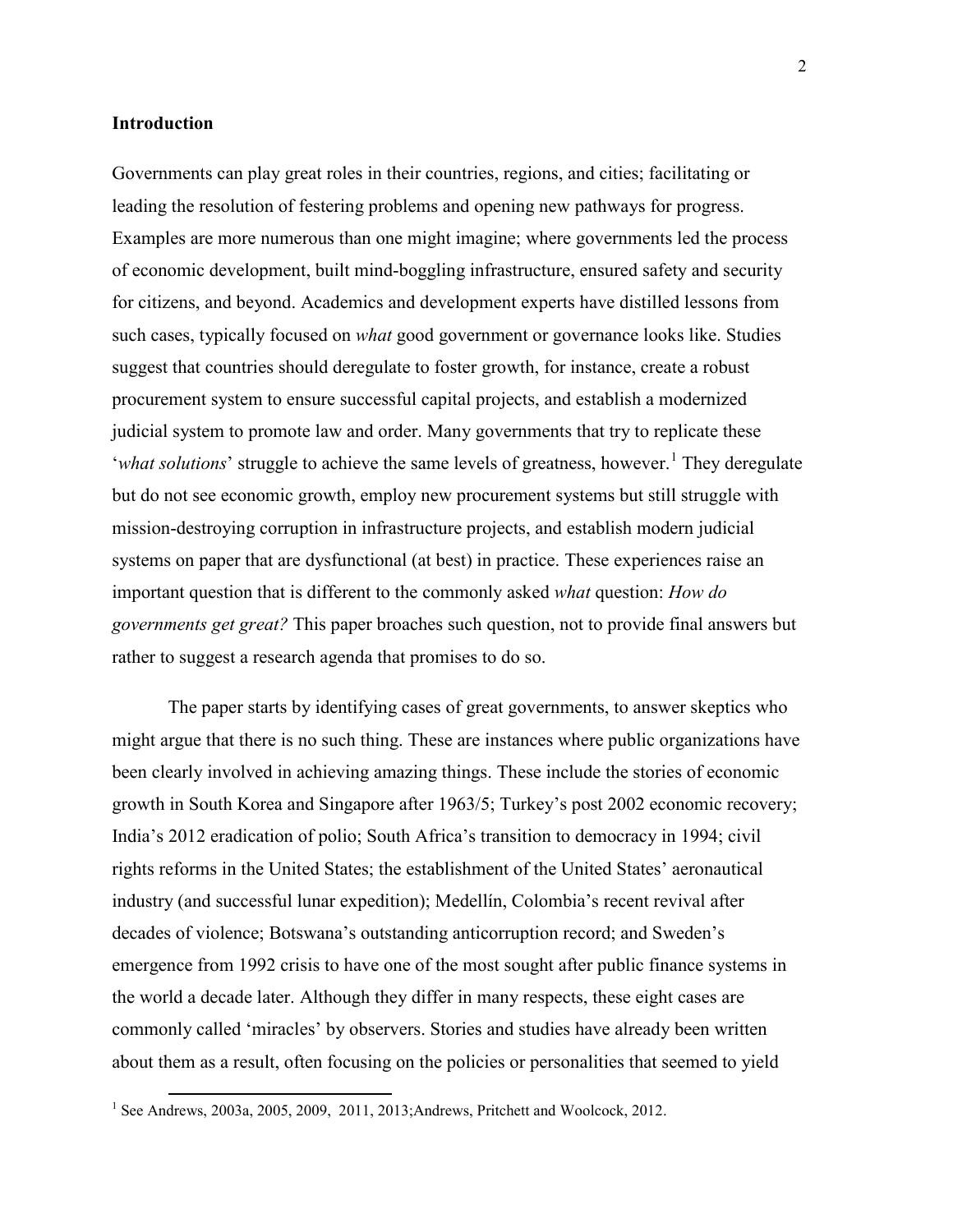## Introduction

Governments can play great roles in their countries, regions, and cities; facilitating or leading the resolution of festering problems and opening new pathways for progress. Examples are more numerous than one might imagine; where governments led the process of economic development, built mind-boggling infrastructure, ensured safety and security for citizens, and beyond. Academics and development experts have distilled lessons from such cases, typically focused on *what* good government or governance looks like. Studies suggest that countries should deregulate to foster growth, for instance, create a robust procurement system to ensure successful capital projects, and establish a modernized judicial system to promote law and order. Many governments that try to replicate these '*what solutions*' struggle to achieve the same levels of greatness, however.[1] They deregulate but do not see economic growth, employ new procurement systems but still struggle with mission-destroying corruption in infrastructure projects, and establish modern judicial systems on paper that are dysfunctional (at best) in practice. These experiences raise an important question that is different to the commonly asked *what* question: *How do governments get great?* This paper broaches such question, not to provide final answers but rather to suggest a research agenda that promises to do so.

The paper starts by identifying cases of great governments, to answer skeptics who might argue that there is no such thing. These are instances where public organizations have been clearly involved in achieving amazing things. These include the stories of economic growth in South Korea and Singapore after 1963/5; Turkey's post 2002 economic recovery; India's 2012 eradication of polio; South Africa's transition to democracy in 1994; civil rights reforms in the United States; the establishment of the United States' aeronautical industry (and successful lunar expedition); Medellín, Colombia's recent revival after decades of violence; Botswana's outstanding anticorruption record; and Sweden's emergence from 1992 crisis to have one of the most sought after public finance systems in the world a decade later. Although they differ in many respects, these eight cases are commonly called 'miracles' by observers. Stories and studies have already been written about them as a result, often focusing on the policies or personalities that seemed to yield

[1] See Andrews, 2003a, 2005, 2009, 2011, 2013;Andrews, Pritchett and Woolcock, 2012.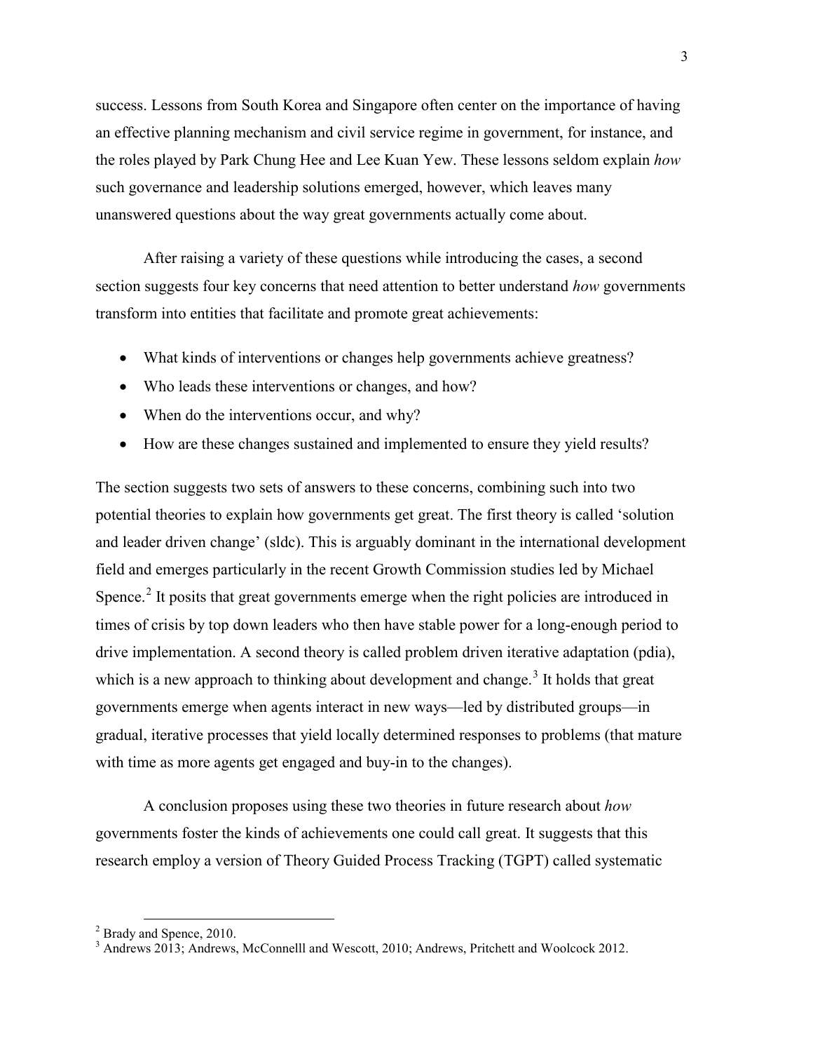success. Lessons from South Korea and Singapore often center on the importance of having an effective planning mechanism and civil service regime in government, for instance, and the roles played by Park Chung Hee and Lee Kuan Yew. These lessons seldom explain *how* such governance and leadership solutions emerged, however, which leaves many unanswered questions about the way great governments actually come about.

After raising a variety of these questions while introducing the cases, a second section suggests four key concerns that need attention to better understand *how* governments transform into entities that facilitate and promote great achievements:

- What kinds of interventions or changes help governments achieve greatness?
- Who leads these interventions or changes, and how?
- When do the interventions occur, and why?
- How are these changes sustained and implemented to ensure they yield results?

The section suggests two sets of answers to these concerns, combining such into two potential theories to explain how governments get great. The first theory is called 'solution and leader driven change' (sldc). This is arguably dominant in the international development field and emerges particularly in the recent Growth Commission studies led by Michael Spence.[2] It posits that great governments emerge when the right policies are introduced in times of crisis by top down leaders who then have stable power for a long-enough period to drive implementation. A second theory is called problem driven iterative adaptation (pdia), which is a new approach to thinking about development and change.[3] It holds that great governments emerge when agents interact in new ways—led by distributed groups—in gradual, iterative processes that yield locally determined responses to problems (that mature with time as more agents get engaged and buy-in to the changes).

A conclusion proposes using these two theories in future research about *how* governments foster the kinds of achievements one could call great. It suggests that this research employ a version of Theory Guided Process Tracking (TGPT) called systematic

[2] Brady and Spence, 2010.

[3] Andrews 2013; Andrews, McConnelll and Wescott, 2010; Andrews, Pritchett and Woolcock 2012.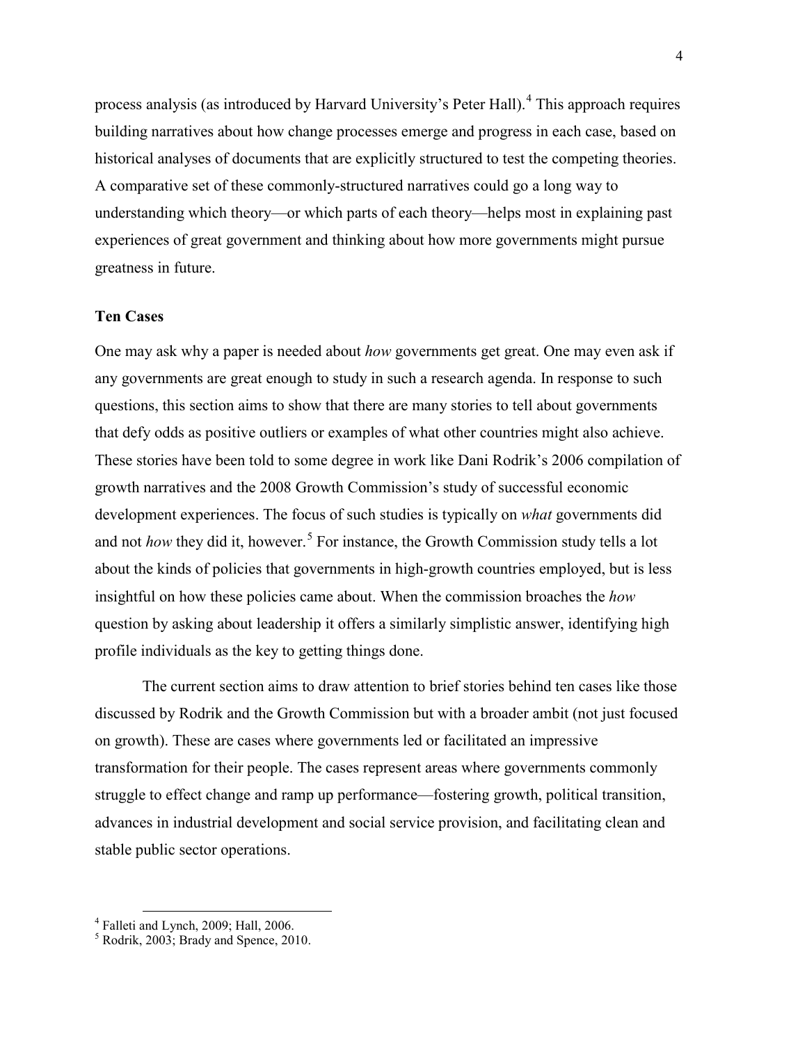process analysis (as introduced by Harvard University's Peter Hall).[4] This approach requires building narratives about how change processes emerge and progress in each case, based on historical analyses of documents that are explicitly structured to test the competing theories. A comparative set of these commonly-structured narratives could go a long way to understanding which theory—or which parts of each theory—helps most in explaining past experiences of great government and thinking about how more governments might pursue greatness in future.

### Ten Cases

One may ask why a paper is needed about *how* governments get great. One may even ask if any governments are great enough to study in such a research agenda. In response to such questions, this section aims to show that there are many stories to tell about governments that defy odds as positive outliers or examples of what other countries might also achieve. These stories have been told to some degree in work like Dani Rodrik's 2006 compilation of growth narratives and the 2008 Growth Commission's study of successful economic development experiences. The focus of such studies is typically on *what* governments did and not *how* they did it, however.[5] For instance, the Growth Commission study tells a lot about the kinds of policies that governments in high-growth countries employed, but is less insightful on how these policies came about. When the commission broaches the *how* question by asking about leadership it offers a similarly simplistic answer, identifying high profile individuals as the key to getting things done.

The current section aims to draw attention to brief stories behind ten cases like those discussed by Rodrik and the Growth Commission but with a broader ambit (not just focused on growth). These are cases where governments led or facilitated an impressive transformation for their people. The cases represent areas where governments commonly struggle to effect change and ramp up performance—fostering growth, political transition, advances in industrial development and social service provision, and facilitating clean and stable public sector operations.

[4] Falleti and Lynch, 2009; Hall, 2006.

[5] Rodrik, 2003; Brady and Spence, 2010.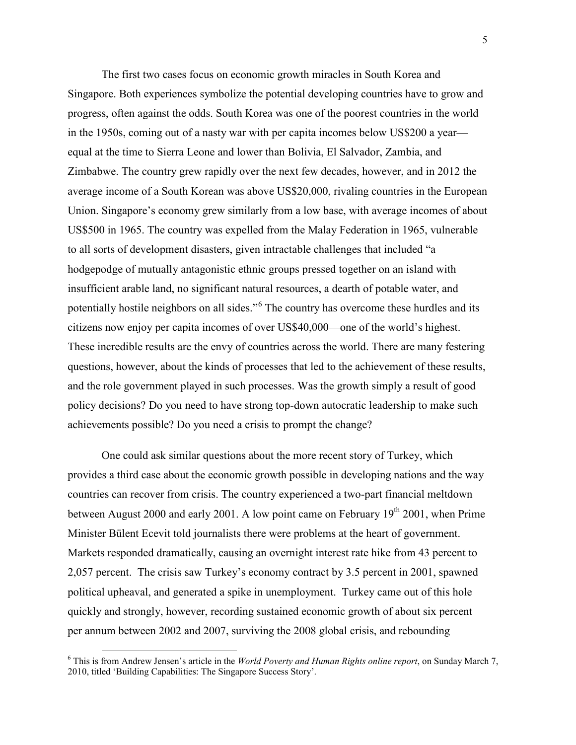The first two cases focus on economic growth miracles in South Korea and Singapore. Both experiences symbolize the potential developing countries have to grow and progress, often against the odds. South Korea was one of the poorest countries in the world in the 1950s, coming out of a nasty war with per capita incomes below US$200 a year—equal at the time to Sierra Leone and lower than Bolivia, El Salvador, Zambia, and Zimbabwe. The country grew rapidly over the next few decades, however, and in 2012 the average income of a South Korean was above US$20,000, rivaling countries in the European Union. Singapore's economy grew similarly from a low base, with average incomes of about US$500 in 1965. The country was expelled from the Malay Federation in 1965, vulnerable to all sorts of development disasters, given intractable challenges that included "a hodgepodge of mutually antagonistic ethnic groups pressed together on an island with insufficient arable land, no significant natural resources, a dearth of potable water, and potentially hostile neighbors on all sides."[6] The country has overcome these hurdles and its citizens now enjoy per capita incomes of over US$40,000—one of the world's highest. These incredible results are the envy of countries across the world. There are many festering questions, however, about the kinds of processes that led to the achievement of these results, and the role government played in such processes. Was the growth simply a result of good policy decisions? Do you need to have strong top-down autocratic leadership to make such achievements possible? Do you need a crisis to prompt the change?

One could ask similar questions about the more recent story of Turkey, which provides a third case about the economic growth possible in developing nations and the way countries can recover from crisis. The country experienced a two-part financial meltdown between August 2000 and early 2001. A low point came on February 19th 2001, when Prime Minister Bülent Ecevit told journalists there were problems at the heart of government. Markets responded dramatically, causing an overnight interest rate hike from 43 percent to 2,057 percent. The crisis saw Turkey's economy contract by 3.5 percent in 2001, spawned political upheaval, and generated a spike in unemployment. Turkey came out of this hole quickly and strongly, however, recording sustained economic growth of about six percent per annum between 2002 and 2007, surviving the 2008 global crisis, and rebounding

[6] This is from Andrew Jensen's article in the *World Poverty and Human Rights online report*, on Sunday March 7, 2010, titled 'Building Capabilities: The Singapore Success Story'.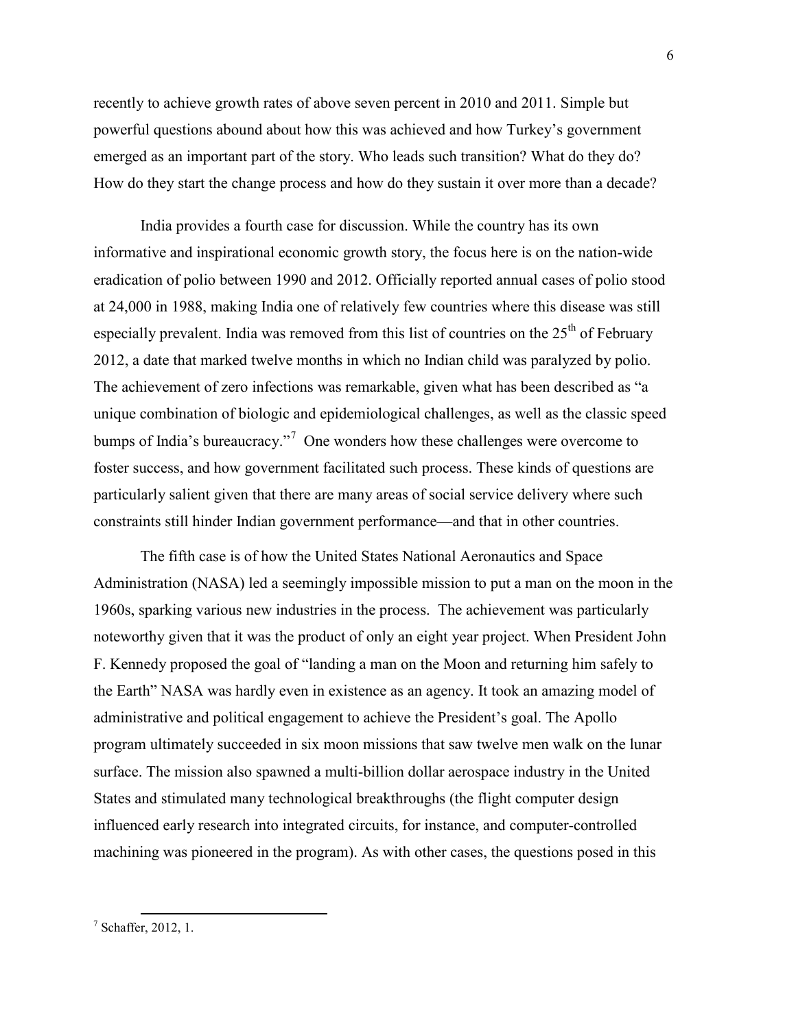recently to achieve growth rates of above seven percent in 2010 and 2011. Simple but powerful questions abound about how this was achieved and how Turkey's government emerged as an important part of the story. Who leads such transition? What do they do? How do they start the change process and how do they sustain it over more than a decade?

India provides a fourth case for discussion. While the country has its own informative and inspirational economic growth story, the focus here is on the nation-wide eradication of polio between 1990 and 2012. Officially reported annual cases of polio stood at 24,000 in 1988, making India one of relatively few countries where this disease was still especially prevalent. India was removed from this list of countries on the 25th of February 2012, a date that marked twelve months in which no Indian child was paralyzed by polio. The achievement of zero infections was remarkable, given what has been described as "a unique combination of biologic and epidemiological challenges, as well as the classic speed bumps of India's bureaucracy."[7] One wonders how these challenges were overcome to foster success, and how government facilitated such process. These kinds of questions are particularly salient given that there are many areas of social service delivery where such constraints still hinder Indian government performance—and that in other countries.

The fifth case is of how the United States National Aeronautics and Space Administration (NASA) led a seemingly impossible mission to put a man on the moon in the 1960s, sparking various new industries in the process. The achievement was particularly noteworthy given that it was the product of only an eight year project. When President John F. Kennedy proposed the goal of "landing a man on the Moon and returning him safely to the Earth" NASA was hardly even in existence as an agency. It took an amazing model of administrative and political engagement to achieve the President's goal. The Apollo program ultimately succeeded in six moon missions that saw twelve men walk on the lunar surface. The mission also spawned a multi-billion dollar aerospace industry in the United States and stimulated many technological breakthroughs (the flight computer design influenced early research into integrated circuits, for instance, and computer-controlled machining was pioneered in the program). As with other cases, the questions posed in this

---

[7] Schaffer, 2012, 1.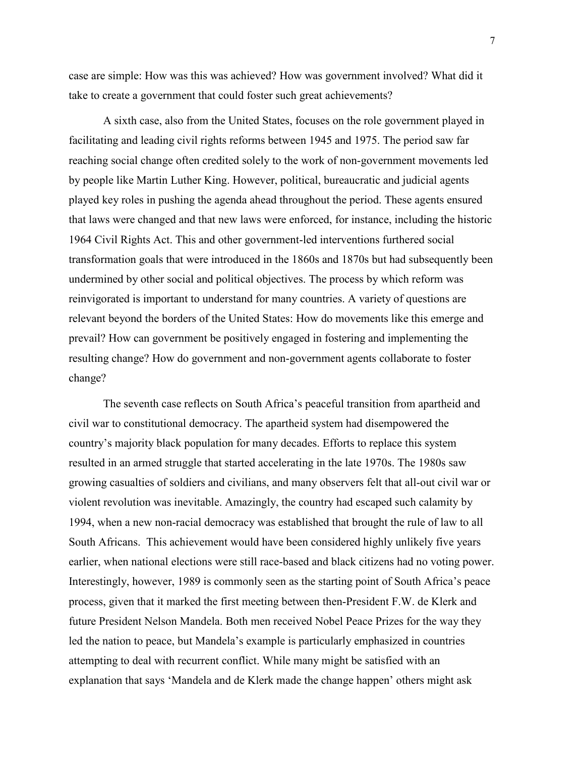case are simple: How was this was achieved? How was government involved? What did it take to create a government that could foster such great achievements?

A sixth case, also from the United States, focuses on the role government played in facilitating and leading civil rights reforms between 1945 and 1975. The period saw far reaching social change often credited solely to the work of non-government movements led by people like Martin Luther King. However, political, bureaucratic and judicial agents played key roles in pushing the agenda ahead throughout the period. These agents ensured that laws were changed and that new laws were enforced, for instance, including the historic 1964 Civil Rights Act. This and other government-led interventions furthered social transformation goals that were introduced in the 1860s and 1870s but had subsequently been undermined by other social and political objectives. The process by which reform was reinvigorated is important to understand for many countries. A variety of questions are relevant beyond the borders of the United States: How do movements like this emerge and prevail? How can government be positively engaged in fostering and implementing the resulting change? How do government and non-government agents collaborate to foster change?

The seventh case reflects on South Africa's peaceful transition from apartheid and civil war to constitutional democracy. The apartheid system had disempowered the country's majority black population for many decades. Efforts to replace this system resulted in an armed struggle that started accelerating in the late 1970s. The 1980s saw growing casualties of soldiers and civilians, and many observers felt that all-out civil war or violent revolution was inevitable. Amazingly, the country had escaped such calamity by 1994, when a new non-racial democracy was established that brought the rule of law to all South Africans. This achievement would have been considered highly unlikely five years earlier, when national elections were still race-based and black citizens had no voting power. Interestingly, however, 1989 is commonly seen as the starting point of South Africa's peace process, given that it marked the first meeting between then-President F.W. de Klerk and future President Nelson Mandela. Both men received Nobel Peace Prizes for the way they led the nation to peace, but Mandela's example is particularly emphasized in countries attempting to deal with recurrent conflict. While many might be satisfied with an explanation that says 'Mandela and de Klerk made the change happen' others might ask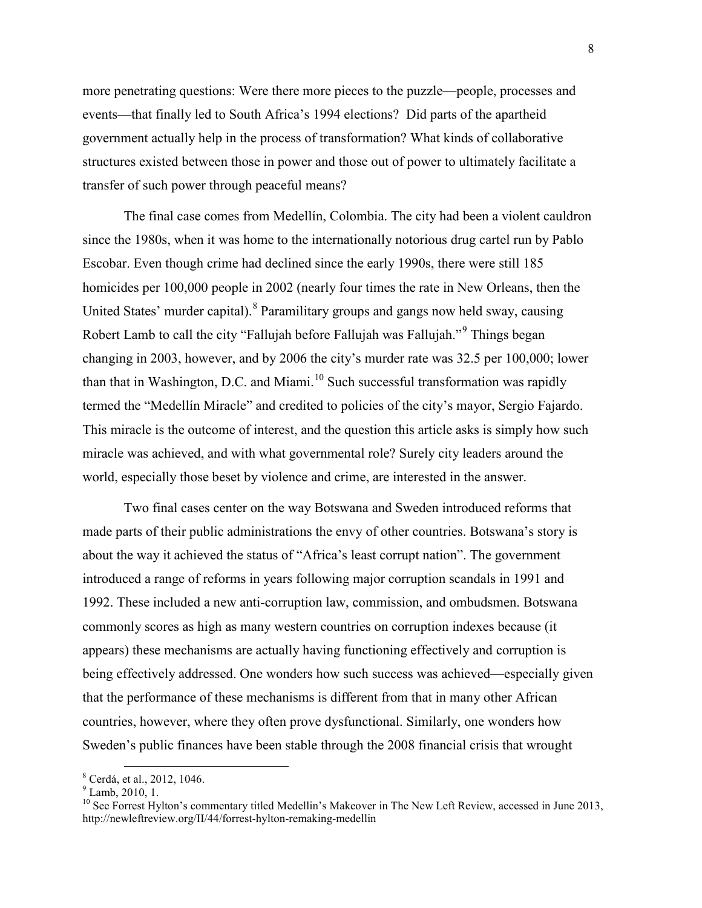more penetrating questions: Were there more pieces to the puzzle—people, processes and events—that finally led to South Africa's 1994 elections? Did parts of the apartheid government actually help in the process of transformation? What kinds of collaborative structures existed between those in power and those out of power to ultimately facilitate a transfer of such power through peaceful means?

The final case comes from Medellín, Colombia. The city had been a violent cauldron since the 1980s, when it was home to the internationally notorious drug cartel run by Pablo Escobar. Even though crime had declined since the early 1990s, there were still 185 homicides per 100,000 people in 2002 (nearly four times the rate in New Orleans, then the United States' murder capital).[8] Paramilitary groups and gangs now held sway, causing Robert Lamb to call the city "Fallujah before Fallujah was Fallujah."[9] Things began changing in 2003, however, and by 2006 the city's murder rate was 32.5 per 100,000; lower than that in Washington, D.C. and Miami.[10] Such successful transformation was rapidly termed the "Medellín Miracle" and credited to policies of the city's mayor, Sergio Fajardo. This miracle is the outcome of interest, and the question this article asks is simply how such miracle was achieved, and with what governmental role? Surely city leaders around the world, especially those beset by violence and crime, are interested in the answer.

Two final cases center on the way Botswana and Sweden introduced reforms that made parts of their public administrations the envy of other countries. Botswana's story is about the way it achieved the status of "Africa's least corrupt nation". The government introduced a range of reforms in years following major corruption scandals in 1991 and 1992. These included a new anti-corruption law, commission, and ombudsmen. Botswana commonly scores as high as many western countries on corruption indexes because (it appears) these mechanisms are actually having functioning effectively and corruption is being effectively addressed. One wonders how such success was achieved—especially given that the performance of these mechanisms is different from that in many other African countries, however, where they often prove dysfunctional. Similarly, one wonders how Sweden's public finances have been stable through the 2008 financial crisis that wrought

[8] Cerdá, et al., 2012, 1046.

[9] Lamb, 2010, 1.

[10] See Forrest Hylton's commentary titled Medellin's Makeover in The New Left Review, accessed in June 2013, http://newleftreview.org/II/44/forrest-hylton-remaking-medellin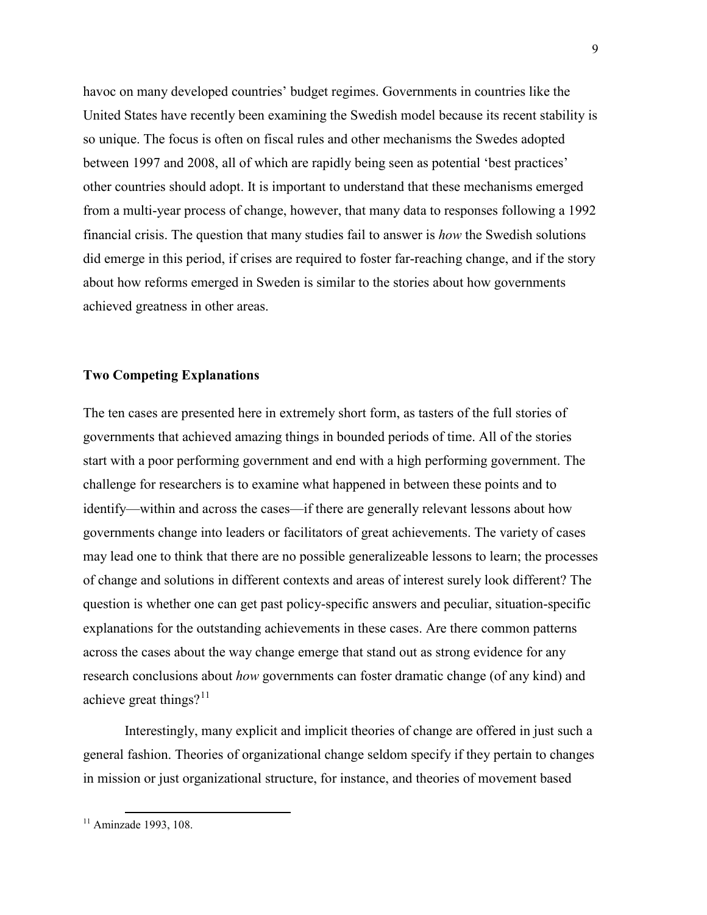havoc on many developed countries' budget regimes. Governments in countries like the United States have recently been examining the Swedish model because its recent stability is so unique. The focus is often on fiscal rules and other mechanisms the Swedes adopted between 1997 and 2008, all of which are rapidly being seen as potential 'best practices' other countries should adopt. It is important to understand that these mechanisms emerged from a multi-year process of change, however, that many data to responses following a 1992 financial crisis. The question that many studies fail to answer is *how* the Swedish solutions did emerge in this period, if crises are required to foster far-reaching change, and if the story about how reforms emerged in Sweden is similar to the stories about how governments achieved greatness in other areas.

**Two Competing Explanations**

The ten cases are presented here in extremely short form, as tasters of the full stories of governments that achieved amazing things in bounded periods of time. All of the stories start with a poor performing government and end with a high performing government. The challenge for researchers is to examine what happened in between these points and to identify—within and across the cases—if there are generally relevant lessons about how governments change into leaders or facilitators of great achievements. The variety of cases may lead one to think that there are no possible generalizeable lessons to learn; the processes of change and solutions in different contexts and areas of interest surely look different? The question is whether one can get past policy-specific answers and peculiar, situation-specific explanations for the outstanding achievements in these cases. Are there common patterns across the cases about the way change emerge that stand out as strong evidence for any research conclusions about *how* governments can foster dramatic change (of any kind) and achieve great things?[11]

Interestingly, many explicit and implicit theories of change are offered in just such a general fashion. Theories of organizational change seldom specify if they pertain to changes in mission or just organizational structure, for instance, and theories of movement based

[11] Aminzade 1993, 108.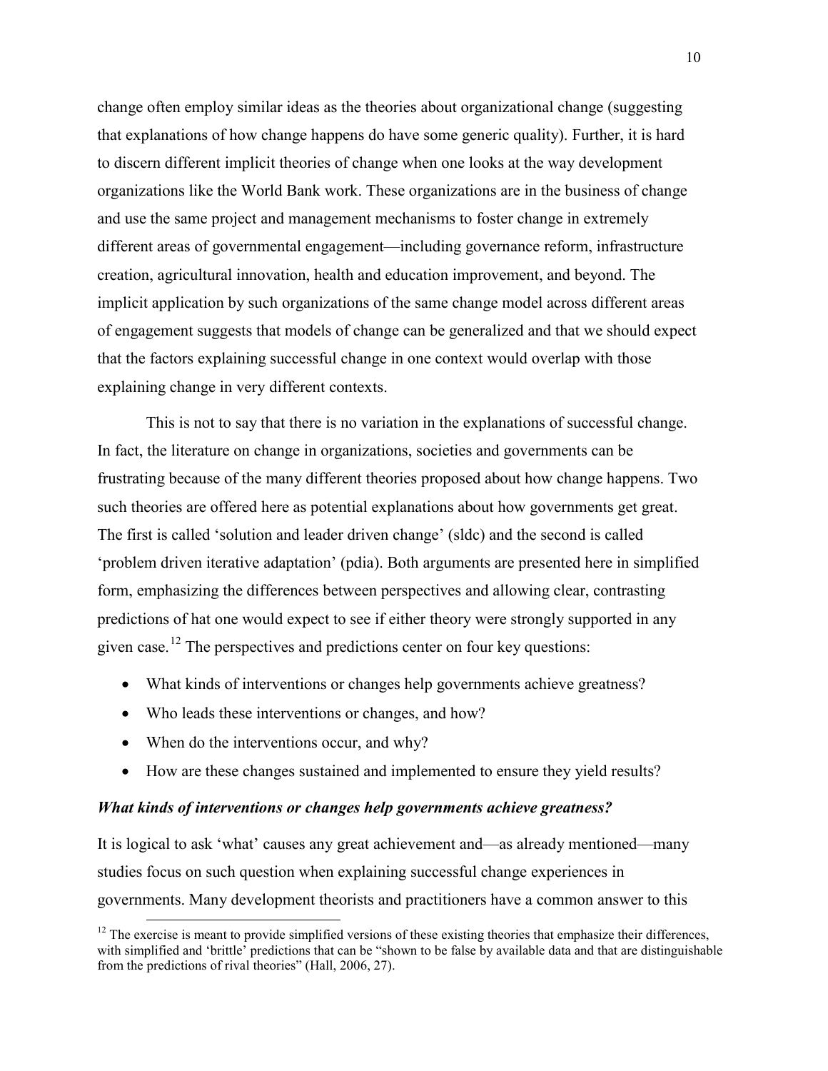change often employ similar ideas as the theories about organizational change (suggesting that explanations of how change happens do have some generic quality). Further, it is hard to discern different implicit theories of change when one looks at the way development organizations like the World Bank work. These organizations are in the business of change and use the same project and management mechanisms to foster change in extremely different areas of governmental engagement—including governance reform, infrastructure creation, agricultural innovation, health and education improvement, and beyond. The implicit application by such organizations of the same change model across different areas of engagement suggests that models of change can be generalized and that we should expect that the factors explaining successful change in one context would overlap with those explaining change in very different contexts.

This is not to say that there is no variation in the explanations of successful change. In fact, the literature on change in organizations, societies and governments can be frustrating because of the many different theories proposed about how change happens. Two such theories are offered here as potential explanations about how governments get great. The first is called 'solution and leader driven change' (sldc) and the second is called 'problem driven iterative adaptation' (pdia). Both arguments are presented here in simplified form, emphasizing the differences between perspectives and allowing clear, contrasting predictions of hat one would expect to see if either theory were strongly supported in any given case.[12] The perspectives and predictions center on four key questions:

- What kinds of interventions or changes help governments achieve greatness?
- Who leads these interventions or changes, and how?
- When do the interventions occur, and why?
- How are these changes sustained and implemented to ensure they yield results?

### *What kinds of interventions or changes help governments achieve greatness?*

It is logical to ask 'what' causes any great achievement and—as already mentioned—many studies focus on such question when explaining successful change experiences in governments. Many development theorists and practitioners have a common answer to this

[12] The exercise is meant to provide simplified versions of these existing theories that emphasize their differences, with simplified and 'brittle' predictions that can be "shown to be false by available data and that are distinguishable from the predictions of rival theories" (Hall, 2006, 27).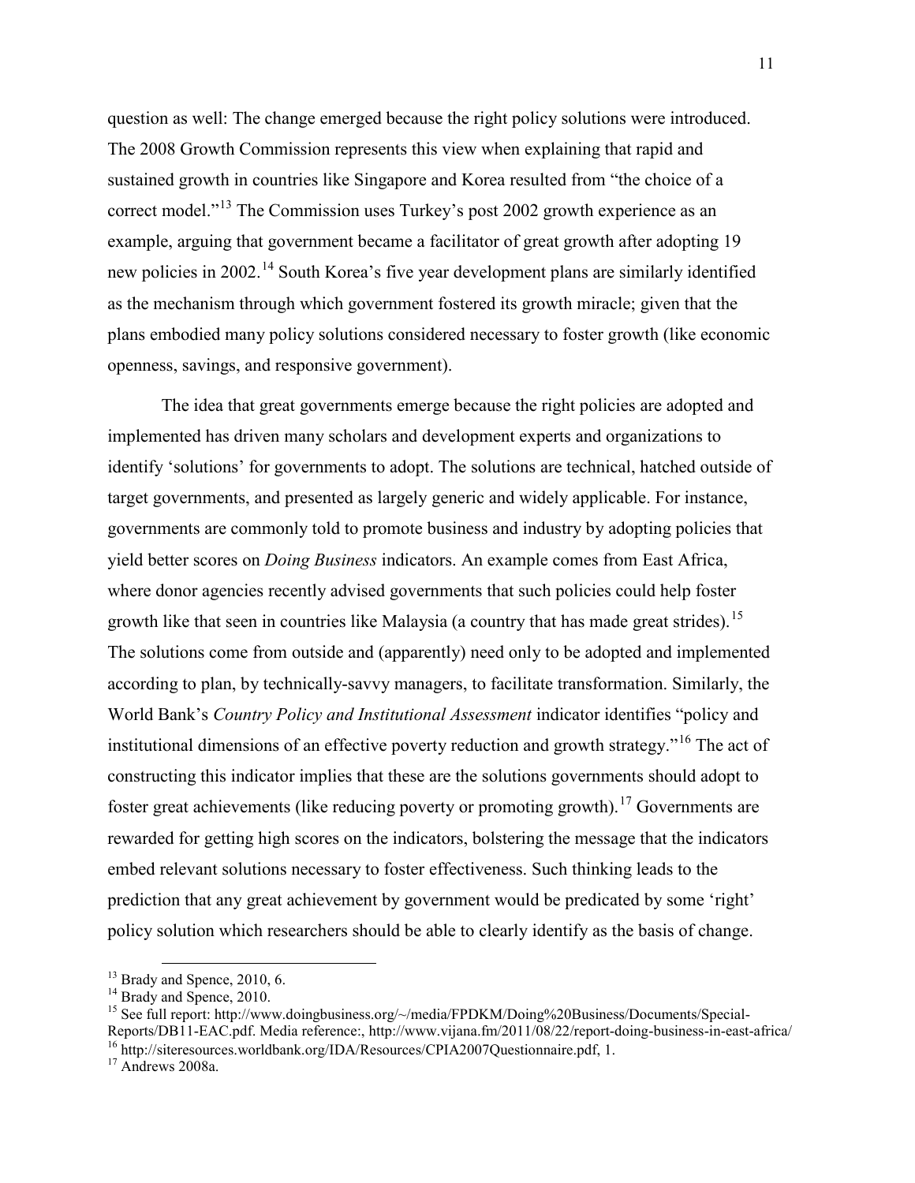question as well: The change emerged because the right policy solutions were introduced. The 2008 Growth Commission represents this view when explaining that rapid and sustained growth in countries like Singapore and Korea resulted from "the choice of a correct model."[13] The Commission uses Turkey's post 2002 growth experience as an example, arguing that government became a facilitator of great growth after adopting 19 new policies in 2002.[14] South Korea's five year development plans are similarly identified as the mechanism through which government fostered its growth miracle; given that the plans embodied many policy solutions considered necessary to foster growth (like economic openness, savings, and responsive government).

The idea that great governments emerge because the right policies are adopted and implemented has driven many scholars and development experts and organizations to identify 'solutions' for governments to adopt. The solutions are technical, hatched outside of target governments, and presented as largely generic and widely applicable. For instance, governments are commonly told to promote business and industry by adopting policies that yield better scores on *Doing Business* indicators. An example comes from East Africa, where donor agencies recently advised governments that such policies could help foster growth like that seen in countries like Malaysia (a country that has made great strides).[15] The solutions come from outside and (apparently) need only to be adopted and implemented according to plan, by technically-savvy managers, to facilitate transformation. Similarly, the World Bank's *Country Policy and Institutional Assessment* indicator identifies "policy and institutional dimensions of an effective poverty reduction and growth strategy."[16] The act of constructing this indicator implies that these are the solutions governments should adopt to foster great achievements (like reducing poverty or promoting growth).[17] Governments are rewarded for getting high scores on the indicators, bolstering the message that the indicators embed relevant solutions necessary to foster effectiveness. Such thinking leads to the prediction that any great achievement by government would be predicated by some 'right' policy solution which researchers should be able to clearly identify as the basis of change.

---

[13] Brady and Spence, 2010, 6.

[14] Brady and Spence, 2010.

[15] See full report: http://www.doingbusiness.org/~/media/FPDKM/Doing%20Business/Documents/Special-Reports/DB11-EAC.pdf. Media reference:, http://www.vijana.fm/2011/08/22/report-doing-business-in-east-africa/

[16] http://siteresources.worldbank.org/IDA/Resources/CPIA2007Questionnaire.pdf, 1.

[17] Andrews 2008a.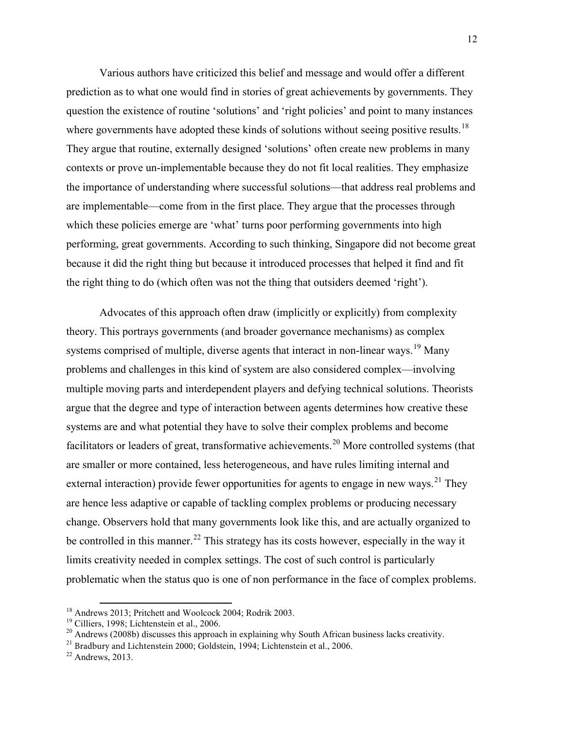Various authors have criticized this belief and message and would offer a different prediction as to what one would find in stories of great achievements by governments. They question the existence of routine 'solutions' and 'right policies' and point to many instances where governments have adopted these kinds of solutions without seeing positive results.[18] They argue that routine, externally designed 'solutions' often create new problems in many contexts or prove un-implementable because they do not fit local realities. They emphasize the importance of understanding where successful solutions—that address real problems and are implementable—come from in the first place. They argue that the processes through which these policies emerge are 'what' turns poor performing governments into high performing, great governments. According to such thinking, Singapore did not become great because it did the right thing but because it introduced processes that helped it find and fit the right thing to do (which often was not the thing that outsiders deemed 'right').

Advocates of this approach often draw (implicitly or explicitly) from complexity theory. This portrays governments (and broader governance mechanisms) as complex systems comprised of multiple, diverse agents that interact in non-linear ways.[19] Many problems and challenges in this kind of system are also considered complex—involving multiple moving parts and interdependent players and defying technical solutions. Theorists argue that the degree and type of interaction between agents determines how creative these systems are and what potential they have to solve their complex problems and become facilitators or leaders of great, transformative achievements.[20] More controlled systems (that are smaller or more contained, less heterogeneous, and have rules limiting internal and external interaction) provide fewer opportunities for agents to engage in new ways.[21] They are hence less adaptive or capable of tackling complex problems or producing necessary change. Observers hold that many governments look like this, and are actually organized to be controlled in this manner.[22] This strategy has its costs however, especially in the way it limits creativity needed in complex settings. The cost of such control is particularly problematic when the status quo is one of non performance in the face of complex problems.

[18] Andrews 2013; Pritchett and Woolcock 2004; Rodrik 2003.

[19] Cilliers, 1998; Lichtenstein et al., 2006.

[20] Andrews (2008b) discusses this approach in explaining why South African business lacks creativity.

[21] Bradbury and Lichtenstein 2000; Goldstein, 1994; Lichtenstein et al., 2006.

[22] Andrews, 2013.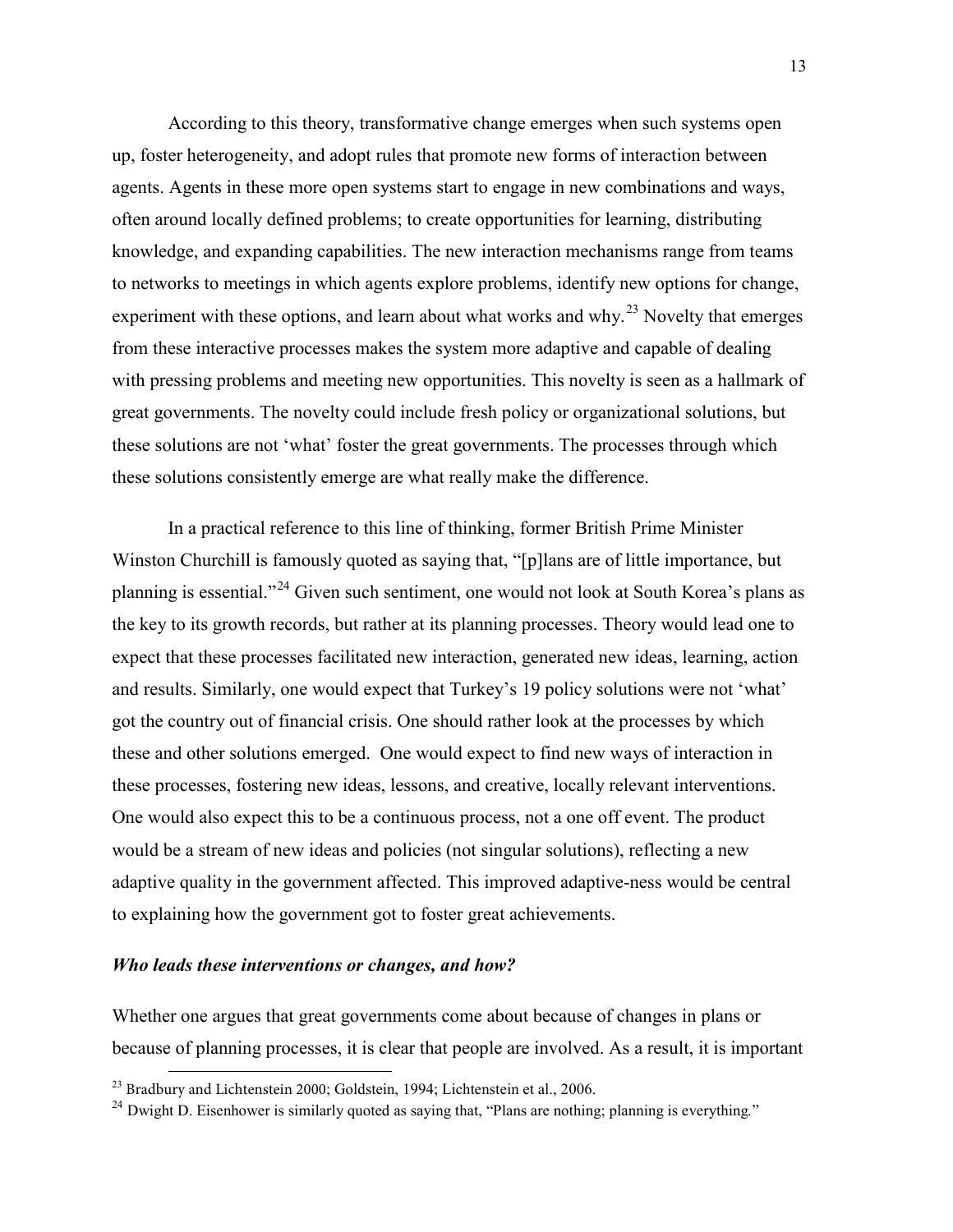According to this theory, transformative change emerges when such systems open up, foster heterogeneity, and adopt rules that promote new forms of interaction between agents. Agents in these more open systems start to engage in new combinations and ways, often around locally defined problems; to create opportunities for learning, distributing knowledge, and expanding capabilities. The new interaction mechanisms range from teams to networks to meetings in which agents explore problems, identify new options for change, experiment with these options, and learn about what works and why.[23] Novelty that emerges from these interactive processes makes the system more adaptive and capable of dealing with pressing problems and meeting new opportunities. This novelty is seen as a hallmark of great governments. The novelty could include fresh policy or organizational solutions, but these solutions are not 'what' foster the great governments. The processes through which these solutions consistently emerge are what really make the difference.

In a practical reference to this line of thinking, former British Prime Minister Winston Churchill is famously quoted as saying that, "[p]lans are of little importance, but planning is essential."[24] Given such sentiment, one would not look at South Korea's plans as the key to its growth records, but rather at its planning processes. Theory would lead one to expect that these processes facilitated new interaction, generated new ideas, learning, action and results. Similarly, one would expect that Turkey's 19 policy solutions were not 'what' got the country out of financial crisis. One should rather look at the processes by which these and other solutions emerged. One would expect to find new ways of interaction in these processes, fostering new ideas, lessons, and creative, locally relevant interventions. One would also expect this to be a continuous process, not a one off event. The product would be a stream of new ideas and policies (not singular solutions), reflecting a new adaptive quality in the government affected. This improved adaptive-ness would be central to explaining how the government got to foster great achievements.

***Who leads these interventions or changes, and how?***

Whether one argues that great governments come about because of changes in plans or because of planning processes, it is clear that people are involved. As a result, it is important

[23] Bradbury and Lichtenstein 2000; Goldstein, 1994; Lichtenstein et al., 2006.

[24] Dwight D. Eisenhower is similarly quoted as saying that, "Plans are nothing; planning is everything."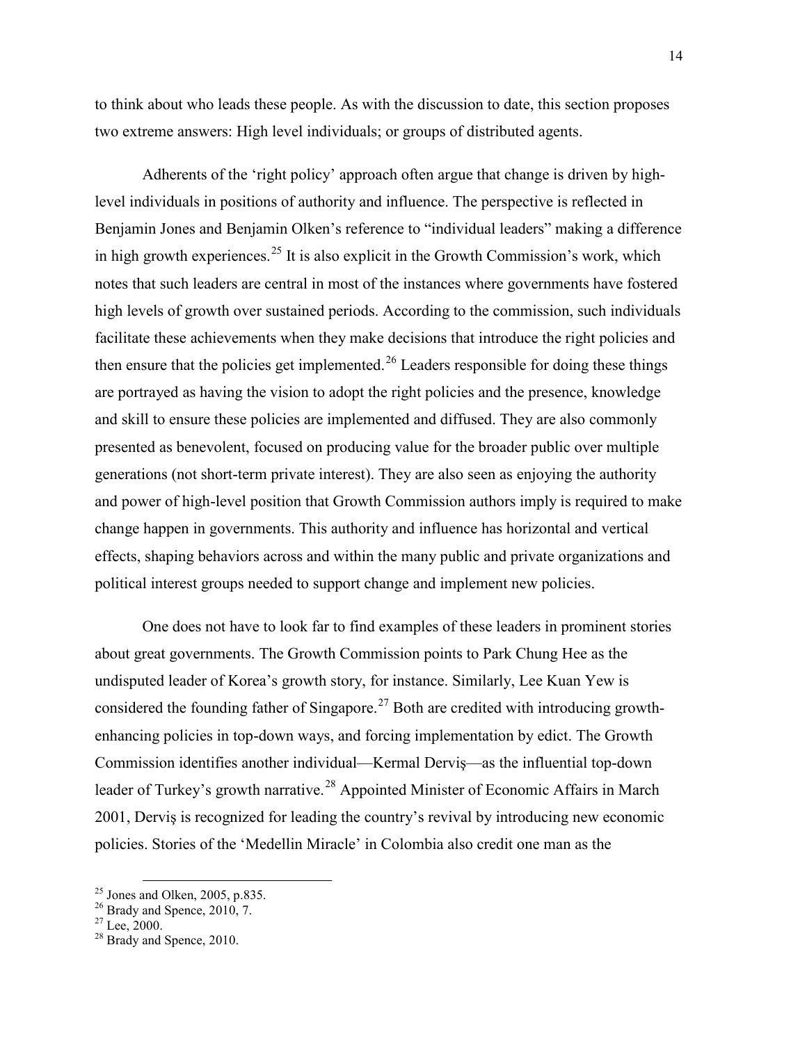to think about who leads these people. As with the discussion to date, this section proposes two extreme answers: High level individuals; or groups of distributed agents.

Adherents of the 'right policy' approach often argue that change is driven by high-level individuals in positions of authority and influence. The perspective is reflected in Benjamin Jones and Benjamin Olken's reference to "individual leaders" making a difference in high growth experiences.[25] It is also explicit in the Growth Commission's work, which notes that such leaders are central in most of the instances where governments have fostered high levels of growth over sustained periods. According to the commission, such individuals facilitate these achievements when they make decisions that introduce the right policies and then ensure that the policies get implemented.[26] Leaders responsible for doing these things are portrayed as having the vision to adopt the right policies and the presence, knowledge and skill to ensure these policies are implemented and diffused. They are also commonly presented as benevolent, focused on producing value for the broader public over multiple generations (not short-term private interest). They are also seen as enjoying the authority and power of high-level position that Growth Commission authors imply is required to make change happen in governments. This authority and influence has horizontal and vertical effects, shaping behaviors across and within the many public and private organizations and political interest groups needed to support change and implement new policies.

One does not have to look far to find examples of these leaders in prominent stories about great governments. The Growth Commission points to Park Chung Hee as the undisputed leader of Korea's growth story, for instance. Similarly, Lee Kuan Yew is considered the founding father of Singapore.[27] Both are credited with introducing growth-enhancing policies in top-down ways, and forcing implementation by edict. The Growth Commission identifies another individual—Kermal Derviş—as the influential top-down leader of Turkey's growth narrative.[28] Appointed Minister of Economic Affairs in March 2001, Derviş is recognized for leading the country's revival by introducing new economic policies. Stories of the 'Medellin Miracle' in Colombia also credit one man as the

[25] Jones and Olken, 2005, p.835.

[26] Brady and Spence, 2010, 7.

[27] Lee, 2000.

[28] Brady and Spence, 2010.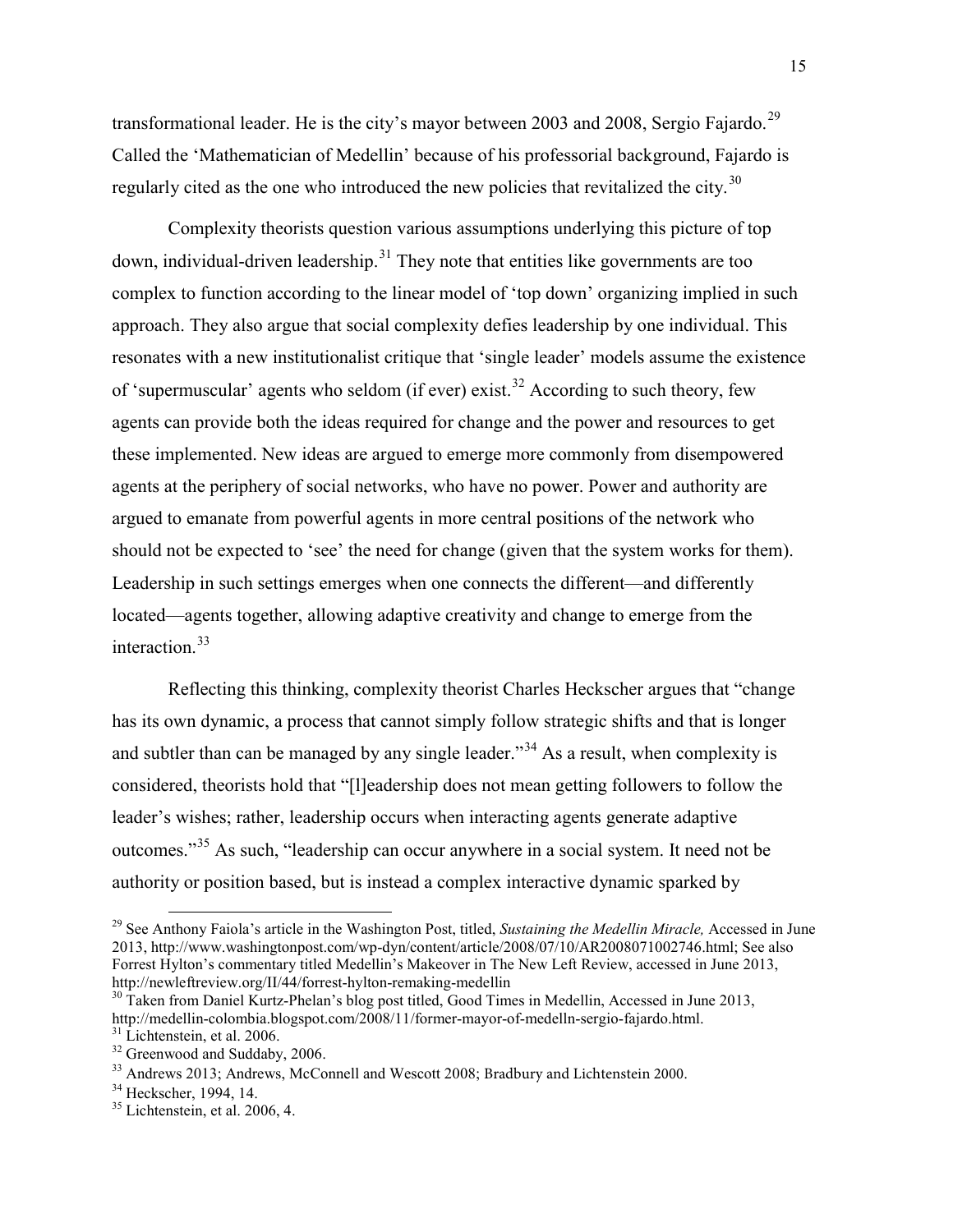transformational leader. He is the city's mayor between 2003 and 2008, Sergio Fajardo.[29] Called the 'Mathematician of Medellin' because of his professorial background, Fajardo is regularly cited as the one who introduced the new policies that revitalized the city.[30]

Complexity theorists question various assumptions underlying this picture of top down, individual-driven leadership.[31] They note that entities like governments are too complex to function according to the linear model of 'top down' organizing implied in such approach. They also argue that social complexity defies leadership by one individual. This resonates with a new institutionalist critique that 'single leader' models assume the existence of 'supermuscular' agents who seldom (if ever) exist.[32] According to such theory, few agents can provide both the ideas required for change and the power and resources to get these implemented. New ideas are argued to emerge more commonly from disempowered agents at the periphery of social networks, who have no power. Power and authority are argued to emanate from powerful agents in more central positions of the network who should not be expected to 'see' the need for change (given that the system works for them). Leadership in such settings emerges when one connects the different—and differently located—agents together, allowing adaptive creativity and change to emerge from the interaction.[33]

Reflecting this thinking, complexity theorist Charles Heckscher argues that "change has its own dynamic, a process that cannot simply follow strategic shifts and that is longer and subtler than can be managed by any single leader."[34] As a result, when complexity is considered, theorists hold that "[l]eadership does not mean getting followers to follow the leader's wishes; rather, leadership occurs when interacting agents generate adaptive outcomes."[35] As such, "leadership can occur anywhere in a social system. It need not be authority or position based, but is instead a complex interactive dynamic sparked by

---

[29] See Anthony Faiola's article in the Washington Post, titled, *Sustaining the Medellin Miracle,* Accessed in June 2013, http://www.washingtonpost.com/wp-dyn/content/article/2008/07/10/AR2008071002746.html; See also Forrest Hylton's commentary titled Medellin's Makeover in The New Left Review, accessed in June 2013, http://newleftreview.org/II/44/forrest-hylton-remaking-medellin

[30] Taken from Daniel Kurtz-Phelan's blog post titled, Good Times in Medellin, Accessed in June 2013, http://medellin-colombia.blogspot.com/2008/11/former-mayor-of-medelln-sergio-fajardo.html.

[31] Lichtenstein, et al. 2006.

[32] Greenwood and Suddaby, 2006.

[33] Andrews 2013; Andrews, McConnell and Wescott 2008; Bradbury and Lichtenstein 2000.

[34] Heckscher, 1994, 14.

[35] Lichtenstein, et al. 2006, 4.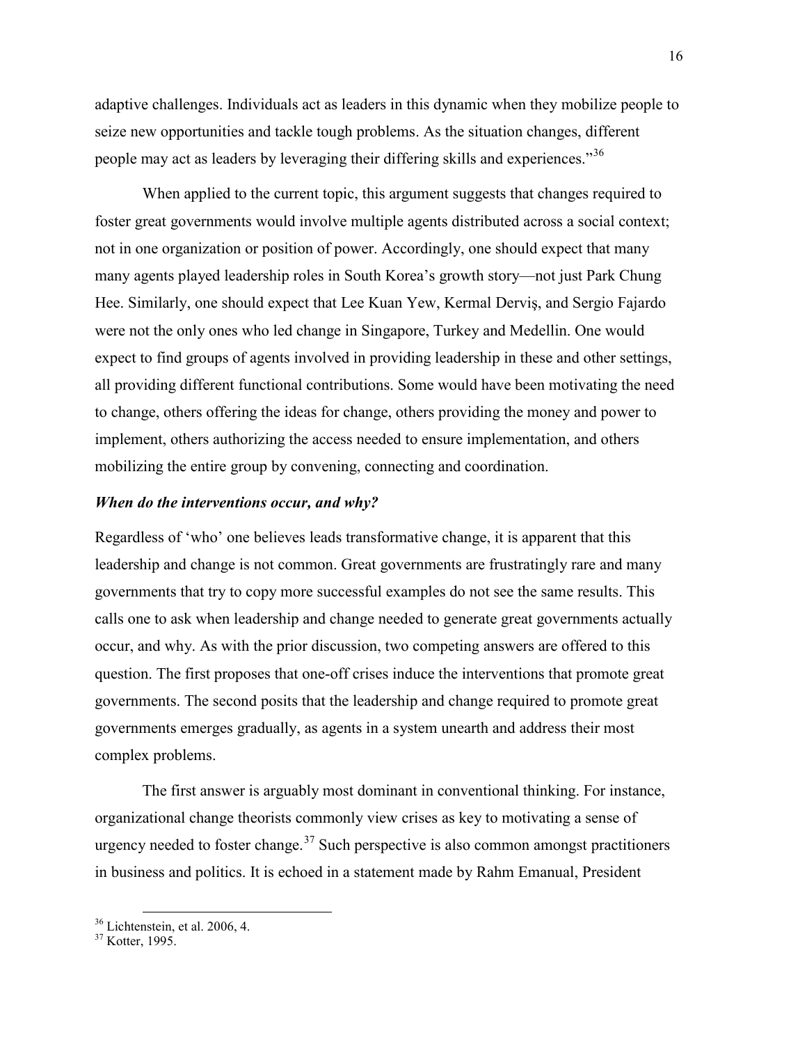adaptive challenges. Individuals act as leaders in this dynamic when they mobilize people to seize new opportunities and tackle tough problems. As the situation changes, different people may act as leaders by leveraging their differing skills and experiences."[36]

When applied to the current topic, this argument suggests that changes required to foster great governments would involve multiple agents distributed across a social context; not in one organization or position of power. Accordingly, one should expect that many many agents played leadership roles in South Korea's growth story—not just Park Chung Hee. Similarly, one should expect that Lee Kuan Yew, Kermal Derviş, and Sergio Fajardo were not the only ones who led change in Singapore, Turkey and Medellin. One would expect to find groups of agents involved in providing leadership in these and other settings, all providing different functional contributions. Some would have been motivating the need to change, others offering the ideas for change, others providing the money and power to implement, others authorizing the access needed to ensure implementation, and others mobilizing the entire group by convening, connecting and coordination.

***When do the interventions occur, and why?***

Regardless of 'who' one believes leads transformative change, it is apparent that this leadership and change is not common. Great governments are frustratingly rare and many governments that try to copy more successful examples do not see the same results. This calls one to ask when leadership and change needed to generate great governments actually occur, and why. As with the prior discussion, two competing answers are offered to this question. The first proposes that one-off crises induce the interventions that promote great governments. The second posits that the leadership and change required to promote great governments emerges gradually, as agents in a system unearth and address their most complex problems.

The first answer is arguably most dominant in conventional thinking. For instance, organizational change theorists commonly view crises as key to motivating a sense of urgency needed to foster change.[37] Such perspective is also common amongst practitioners in business and politics. It is echoed in a statement made by Rahm Emanual, President

[36] Lichtenstein, et al. 2006, 4.

[37] Kotter, 1995.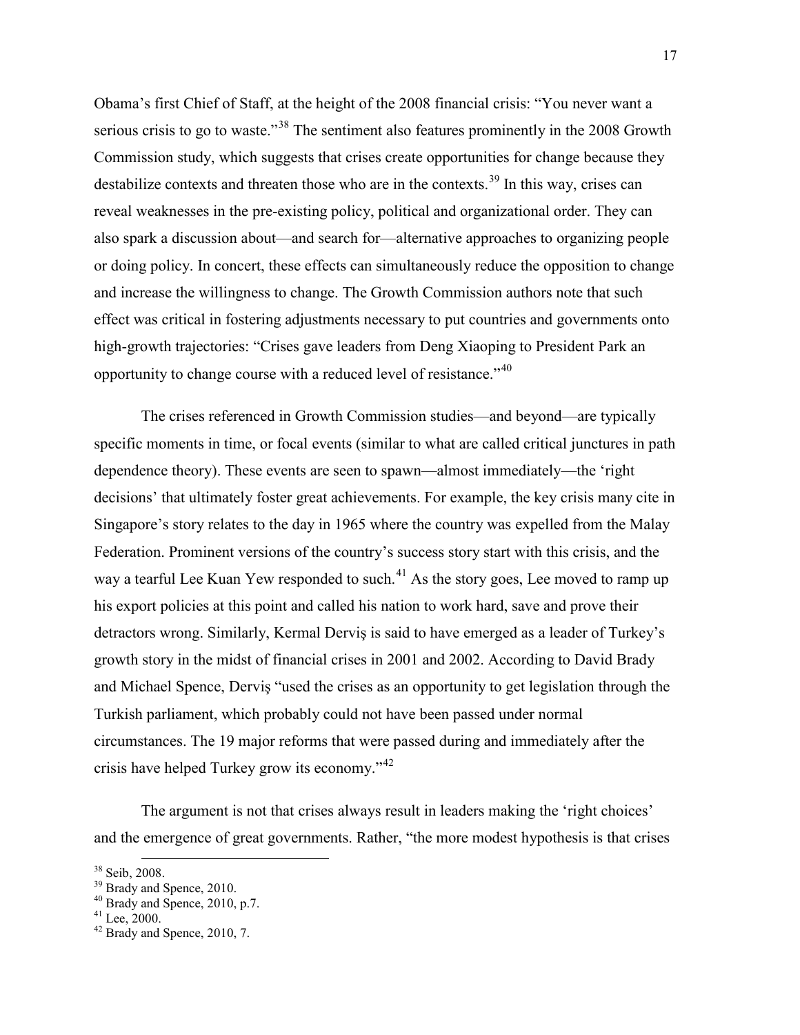Obama's first Chief of Staff, at the height of the 2008 financial crisis: "You never want a serious crisis to go to waste."[38] The sentiment also features prominently in the 2008 Growth Commission study, which suggests that crises create opportunities for change because they destabilize contexts and threaten those who are in the contexts.[39] In this way, crises can reveal weaknesses in the pre-existing policy, political and organizational order. They can also spark a discussion about—and search for—alternative approaches to organizing people or doing policy. In concert, these effects can simultaneously reduce the opposition to change and increase the willingness to change. The Growth Commission authors note that such effect was critical in fostering adjustments necessary to put countries and governments onto high-growth trajectories: "Crises gave leaders from Deng Xiaoping to President Park an opportunity to change course with a reduced level of resistance."[40]

The crises referenced in Growth Commission studies—and beyond—are typically specific moments in time, or focal events (similar to what are called critical junctures in path dependence theory). These events are seen to spawn—almost immediately—the 'right decisions' that ultimately foster great achievements. For example, the key crisis many cite in Singapore's story relates to the day in 1965 where the country was expelled from the Malay Federation. Prominent versions of the country's success story start with this crisis, and the way a tearful Lee Kuan Yew responded to such.[41] As the story goes, Lee moved to ramp up his export policies at this point and called his nation to work hard, save and prove their detractors wrong. Similarly, Kermal Derviş is said to have emerged as a leader of Turkey's growth story in the midst of financial crises in 2001 and 2002. According to David Brady and Michael Spence, Derviş "used the crises as an opportunity to get legislation through the Turkish parliament, which probably could not have been passed under normal circumstances. The 19 major reforms that were passed during and immediately after the crisis have helped Turkey grow its economy."[42]

The argument is not that crises always result in leaders making the 'right choices' and the emergence of great governments. Rather, "the more modest hypothesis is that crises

[38] Seib, 2008.
[39] Brady and Spence, 2010.
[40] Brady and Spence, 2010, p.7.
[41] Lee, 2000.
[42] Brady and Spence, 2010, 7.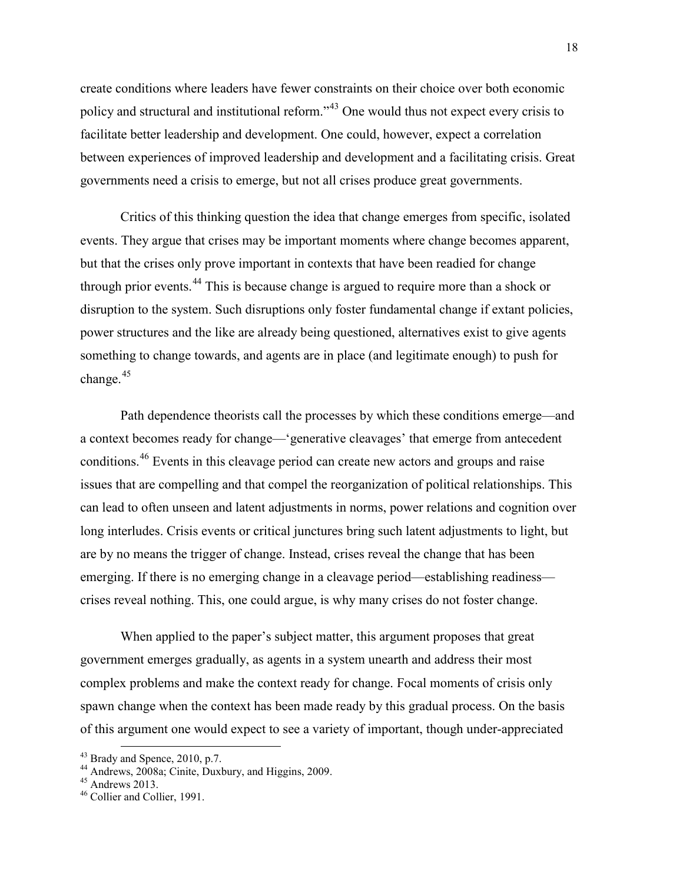create conditions where leaders have fewer constraints on their choice over both economic policy and structural and institutional reform."[43] One would thus not expect every crisis to facilitate better leadership and development. One could, however, expect a correlation between experiences of improved leadership and development and a facilitating crisis. Great governments need a crisis to emerge, but not all crises produce great governments.

Critics of this thinking question the idea that change emerges from specific, isolated events. They argue that crises may be important moments where change becomes apparent, but that the crises only prove important in contexts that have been readied for change through prior events.[44] This is because change is argued to require more than a shock or disruption to the system. Such disruptions only foster fundamental change if extant policies, power structures and the like are already being questioned, alternatives exist to give agents something to change towards, and agents are in place (and legitimate enough) to push for change.[45]

Path dependence theorists call the processes by which these conditions emerge—and a context becomes ready for change—'generative cleavages' that emerge from antecedent conditions.[46] Events in this cleavage period can create new actors and groups and raise issues that are compelling and that compel the reorganization of political relationships. This can lead to often unseen and latent adjustments in norms, power relations and cognition over long interludes. Crisis events or critical junctures bring such latent adjustments to light, but are by no means the trigger of change. Instead, crises reveal the change that has been emerging. If there is no emerging change in a cleavage period—establishing readiness—crises reveal nothing. This, one could argue, is why many crises do not foster change.

When applied to the paper's subject matter, this argument proposes that great government emerges gradually, as agents in a system unearth and address their most complex problems and make the context ready for change. Focal moments of crisis only spawn change when the context has been made ready by this gradual process. On the basis of this argument one would expect to see a variety of important, though under-appreciated

[43] Brady and Spence, 2010, p.7.
[44] Andrews, 2008a; Cinite, Duxbury, and Higgins, 2009.
[45] Andrews 2013.
[46] Collier and Collier, 1991.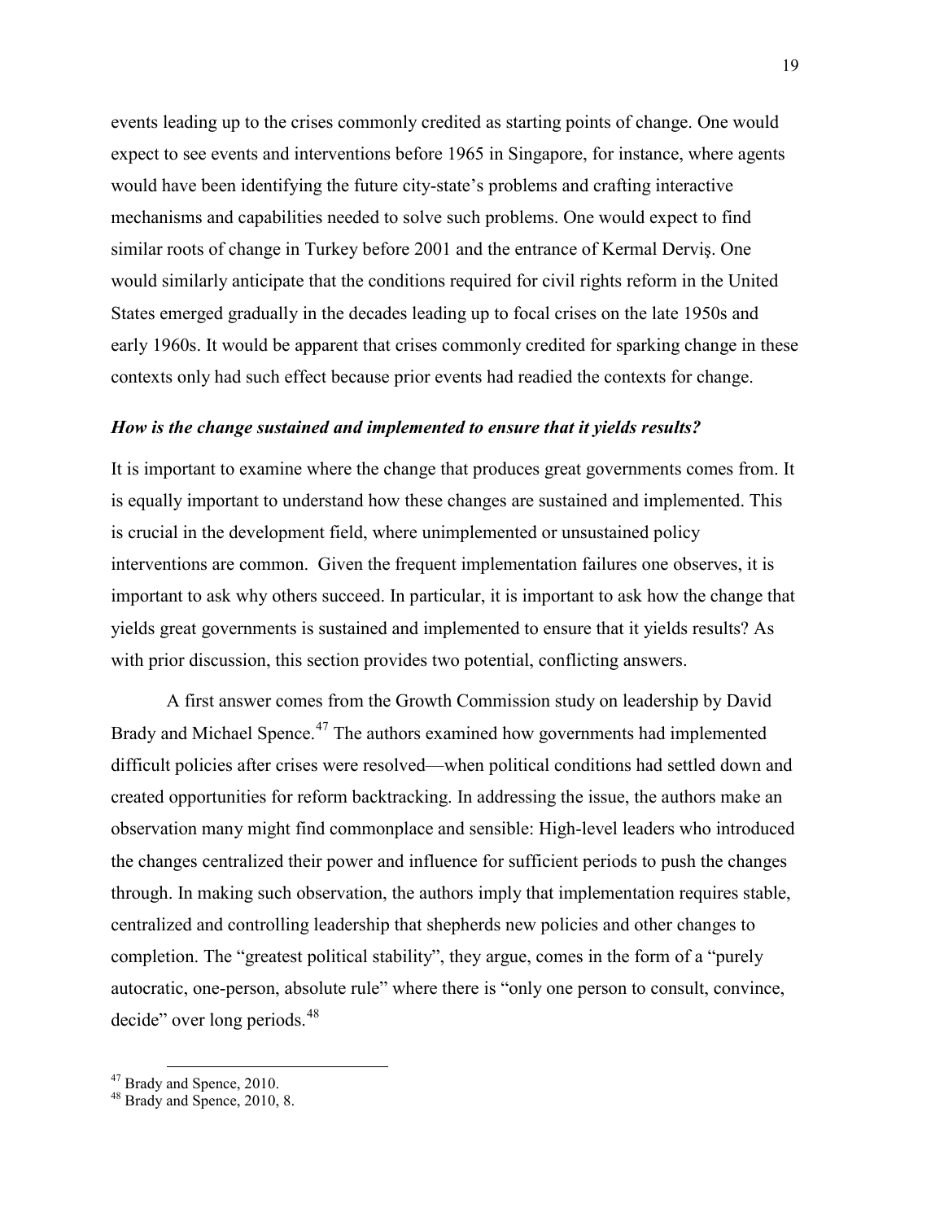events leading up to the crises commonly credited as starting points of change. One would expect to see events and interventions before 1965 in Singapore, for instance, where agents would have been identifying the future city-state's problems and crafting interactive mechanisms and capabilities needed to solve such problems. One would expect to find similar roots of change in Turkey before 2001 and the entrance of Kermal Derviş. One would similarly anticipate that the conditions required for civil rights reform in the United States emerged gradually in the decades leading up to focal crises on the late 1950s and early 1960s. It would be apparent that crises commonly credited for sparking change in these contexts only had such effect because prior events had readied the contexts for change.

### *How is the change sustained and implemented to ensure that it yields results?*

It is important to examine where the change that produces great governments comes from. It is equally important to understand how these changes are sustained and implemented. This is crucial in the development field, where unimplemented or unsustained policy interventions are common. Given the frequent implementation failures one observes, it is important to ask why others succeed. In particular, it is important to ask how the change that yields great governments is sustained and implemented to ensure that it yields results? As with prior discussion, this section provides two potential, conflicting answers.

A first answer comes from the Growth Commission study on leadership by David Brady and Michael Spence.[47] The authors examined how governments had implemented difficult policies after crises were resolved—when political conditions had settled down and created opportunities for reform backtracking. In addressing the issue, the authors make an observation many might find commonplace and sensible: High-level leaders who introduced the changes centralized their power and influence for sufficient periods to push the changes through. In making such observation, the authors imply that implementation requires stable, centralized and controlling leadership that shepherds new policies and other changes to completion. The "greatest political stability", they argue, comes in the form of a "purely autocratic, one-person, absolute rule" where there is "only one person to consult, convince, decide" over long periods.[48]

---

[47] Brady and Spence, 2010.

[48] Brady and Spence, 2010, 8.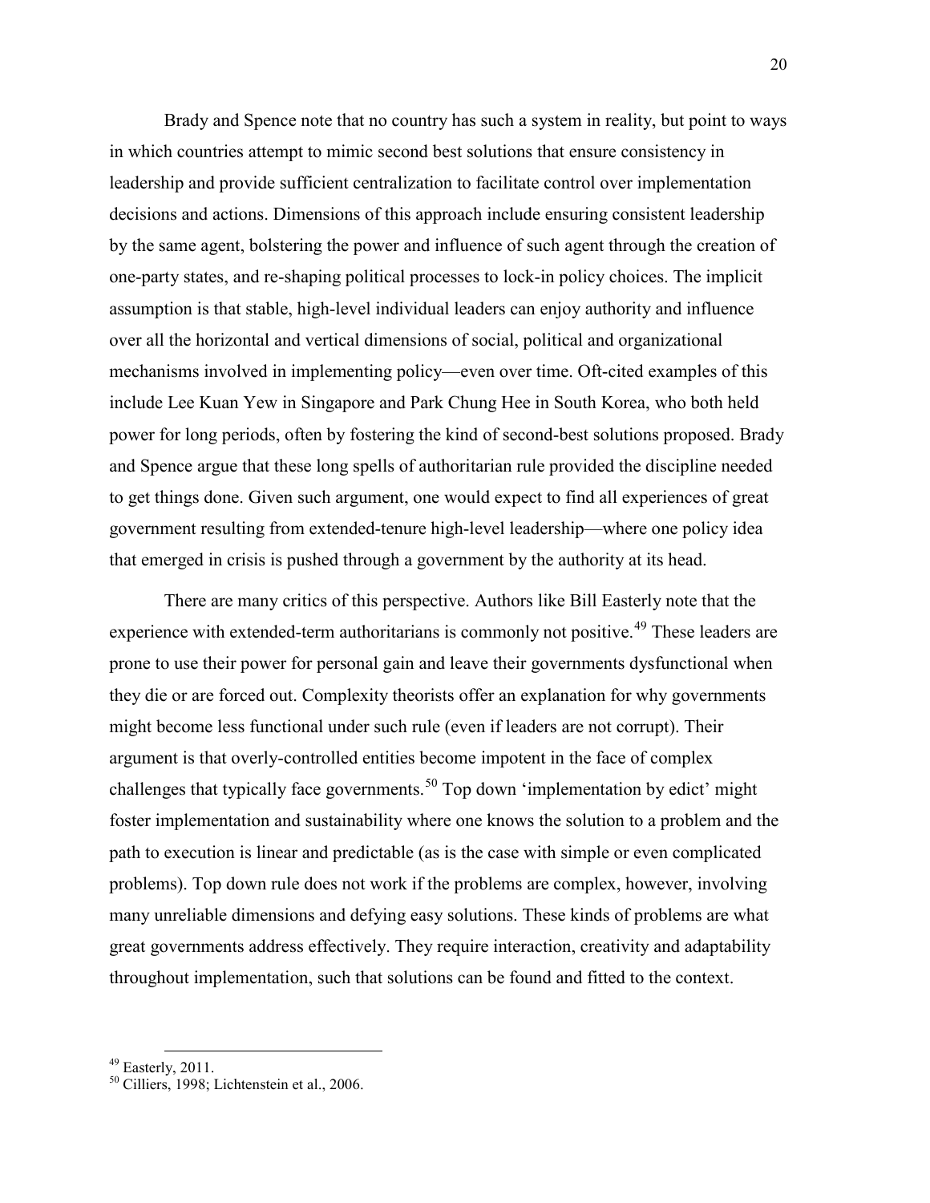Brady and Spence note that no country has such a system in reality, but point to ways in which countries attempt to mimic second best solutions that ensure consistency in leadership and provide sufficient centralization to facilitate control over implementation decisions and actions. Dimensions of this approach include ensuring consistent leadership by the same agent, bolstering the power and influence of such agent through the creation of one-party states, and re-shaping political processes to lock-in policy choices. The implicit assumption is that stable, high-level individual leaders can enjoy authority and influence over all the horizontal and vertical dimensions of social, political and organizational mechanisms involved in implementing policy—even over time. Oft-cited examples of this include Lee Kuan Yew in Singapore and Park Chung Hee in South Korea, who both held power for long periods, often by fostering the kind of second-best solutions proposed. Brady and Spence argue that these long spells of authoritarian rule provided the discipline needed to get things done. Given such argument, one would expect to find all experiences of great government resulting from extended-tenure high-level leadership—where one policy idea that emerged in crisis is pushed through a government by the authority at its head.

There are many critics of this perspective. Authors like Bill Easterly note that the experience with extended-term authoritarians is commonly not positive.[49] These leaders are prone to use their power for personal gain and leave their governments dysfunctional when they die or are forced out. Complexity theorists offer an explanation for why governments might become less functional under such rule (even if leaders are not corrupt). Their argument is that overly-controlled entities become impotent in the face of complex challenges that typically face governments.[50] Top down 'implementation by edict' might foster implementation and sustainability where one knows the solution to a problem and the path to execution is linear and predictable (as is the case with simple or even complicated problems). Top down rule does not work if the problems are complex, however, involving many unreliable dimensions and defying easy solutions. These kinds of problems are what great governments address effectively. They require interaction, creativity and adaptability throughout implementation, such that solutions can be found and fitted to the context.

[49] Easterly, 2011.

[50] Cilliers, 1998; Lichtenstein et al., 2006.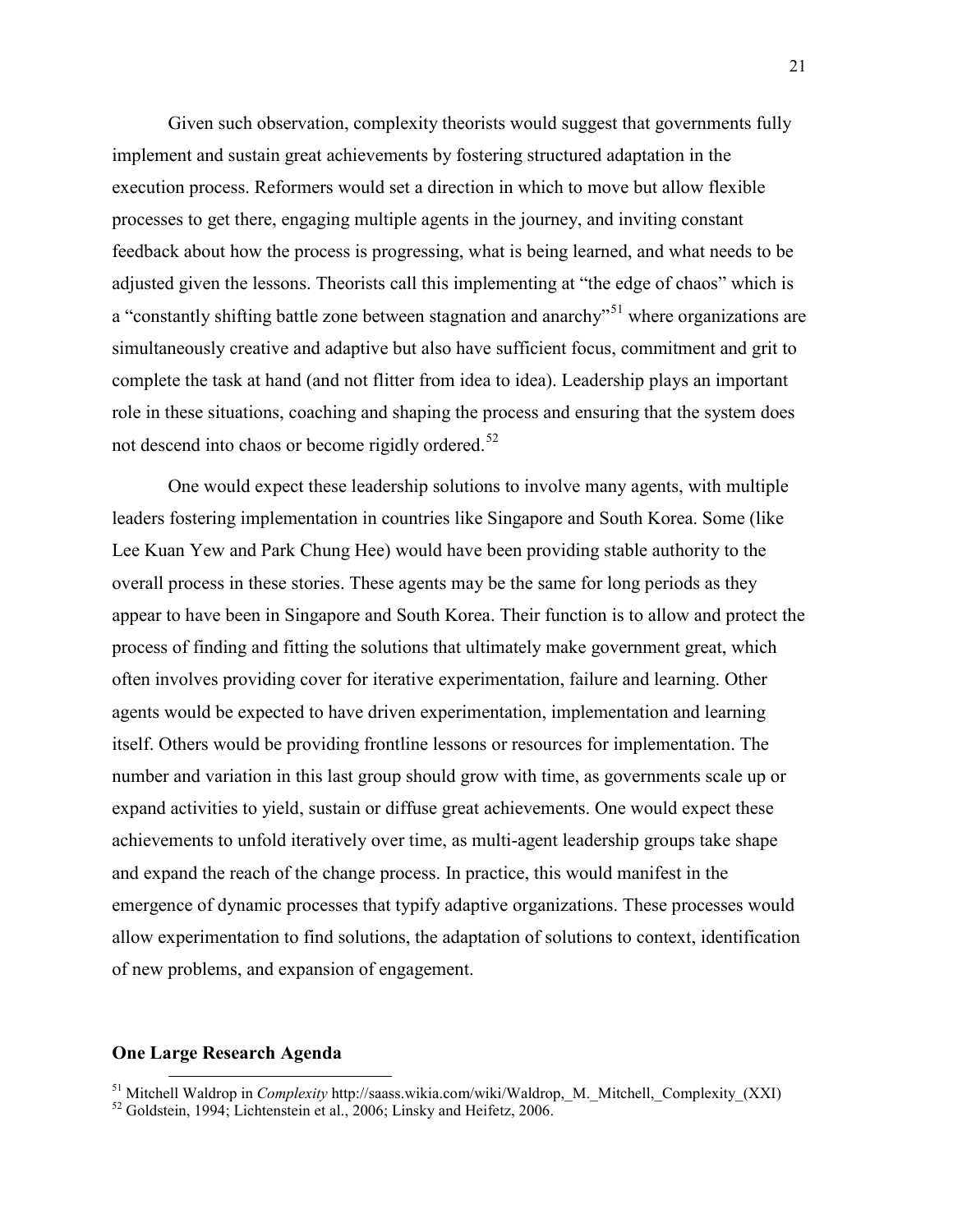Given such observation, complexity theorists would suggest that governments fully implement and sustain great achievements by fostering structured adaptation in the execution process. Reformers would set a direction in which to move but allow flexible processes to get there, engaging multiple agents in the journey, and inviting constant feedback about how the process is progressing, what is being learned, and what needs to be adjusted given the lessons. Theorists call this implementing at "the edge of chaos" which is a "constantly shifting battle zone between stagnation and anarchy"[51] where organizations are simultaneously creative and adaptive but also have sufficient focus, commitment and grit to complete the task at hand (and not flitter from idea to idea). Leadership plays an important role in these situations, coaching and shaping the process and ensuring that the system does not descend into chaos or become rigidly ordered.[52]

One would expect these leadership solutions to involve many agents, with multiple leaders fostering implementation in countries like Singapore and South Korea. Some (like Lee Kuan Yew and Park Chung Hee) would have been providing stable authority to the overall process in these stories. These agents may be the same for long periods as they appear to have been in Singapore and South Korea. Their function is to allow and protect the process of finding and fitting the solutions that ultimately make government great, which often involves providing cover for iterative experimentation, failure and learning. Other agents would be expected to have driven experimentation, implementation and learning itself. Others would be providing frontline lessons or resources for implementation. The number and variation in this last group should grow with time, as governments scale up or expand activities to yield, sustain or diffuse great achievements. One would expect these achievements to unfold iteratively over time, as multi-agent leadership groups take shape and expand the reach of the change process. In practice, this would manifest in the emergence of dynamic processes that typify adaptive organizations. These processes would allow experimentation to find solutions, the adaptation of solutions to context, identification of new problems, and expansion of engagement.

## One Large Research Agenda

[51] Mitchell Waldrop in *Complexity* http://saass.wikia.com/wiki/Waldrop,_M._Mitchell,_Complexity_(XXI)

[52] Goldstein, 1994; Lichtenstein et al., 2006; Linsky and Heifetz, 2006.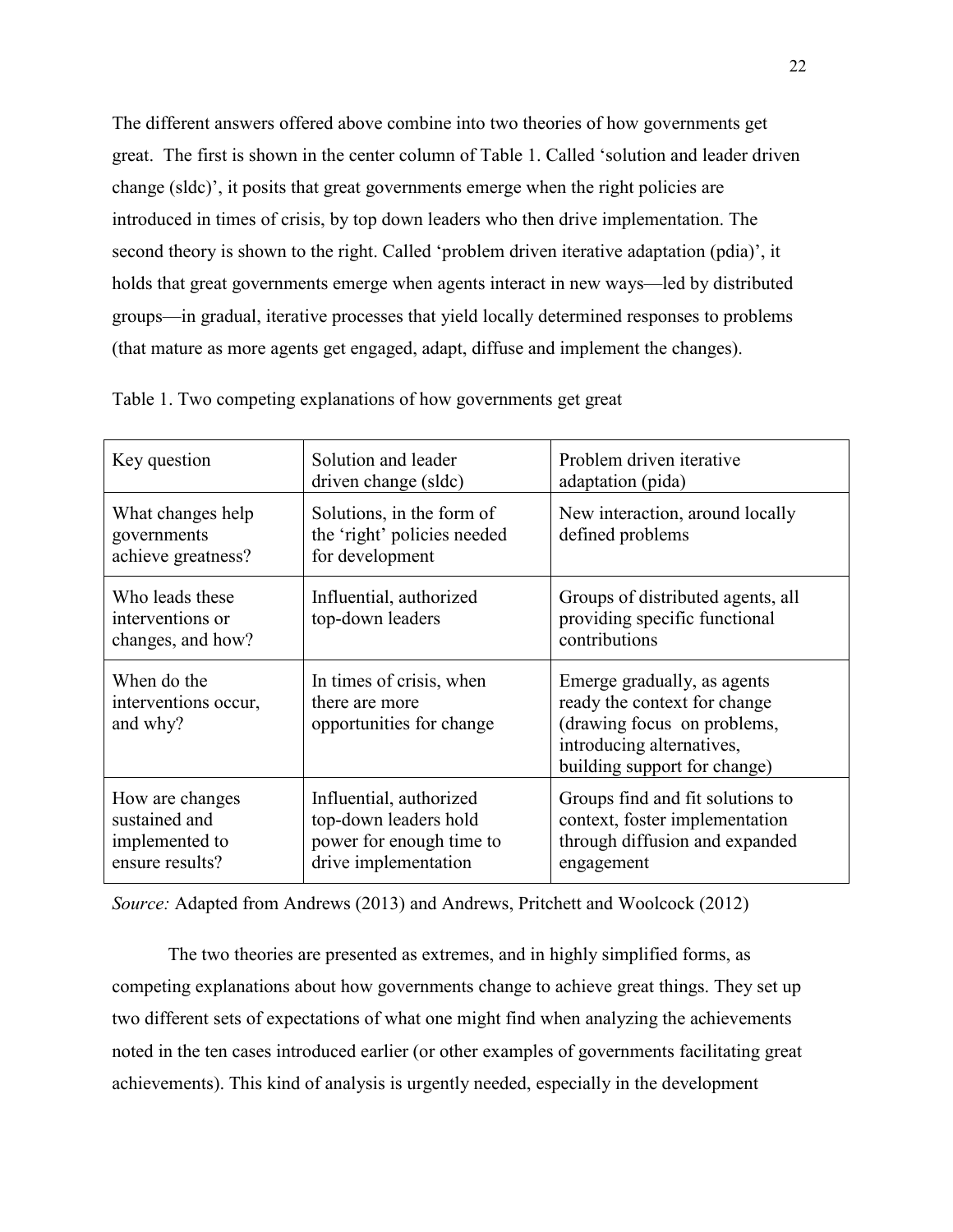The different answers offered above combine into two theories of how governments get great. The first is shown in the center column of Table 1. Called 'solution and leader driven change (sldc)', it posits that great governments emerge when the right policies are introduced in times of crisis, by top down leaders who then drive implementation. The second theory is shown to the right. Called 'problem driven iterative adaptation (pdia)', it holds that great governments emerge when agents interact in new ways—led by distributed groups—in gradual, iterative processes that yield locally determined responses to problems (that mature as more agents get engaged, adapt, diffuse and implement the changes).

Table 1. Two competing explanations of how governments get great

| Key question | Solution and leader driven change (sldc) | Problem driven iterative adaptation (pida) |
|---|---|---|
| What changes help governments achieve greatness? | Solutions, in the form of the 'right' policies needed for development | New interaction, around locally defined problems |
| Who leads these interventions or changes, and how? | Influential, authorized top-down leaders | Groups of distributed agents, all providing specific functional contributions |
| When do the interventions occur, and why? | In times of crisis, when there are more opportunities for change | Emerge gradually, as agents ready the context for change (drawing focus on problems, introducing alternatives, building support for change) |
| How are changes sustained and implemented to ensure results? | Influential, authorized top-down leaders hold power for enough time to drive implementation | Groups find and fit solutions to context, foster implementation through diffusion and expanded engagement |

*Source:* Adapted from Andrews (2013) and Andrews, Pritchett and Woolcock (2012)

The two theories are presented as extremes, and in highly simplified forms, as competing explanations about how governments change to achieve great things. They set up two different sets of expectations of what one might find when analyzing the achievements noted in the ten cases introduced earlier (or other examples of governments facilitating great achievements). This kind of analysis is urgently needed, especially in the development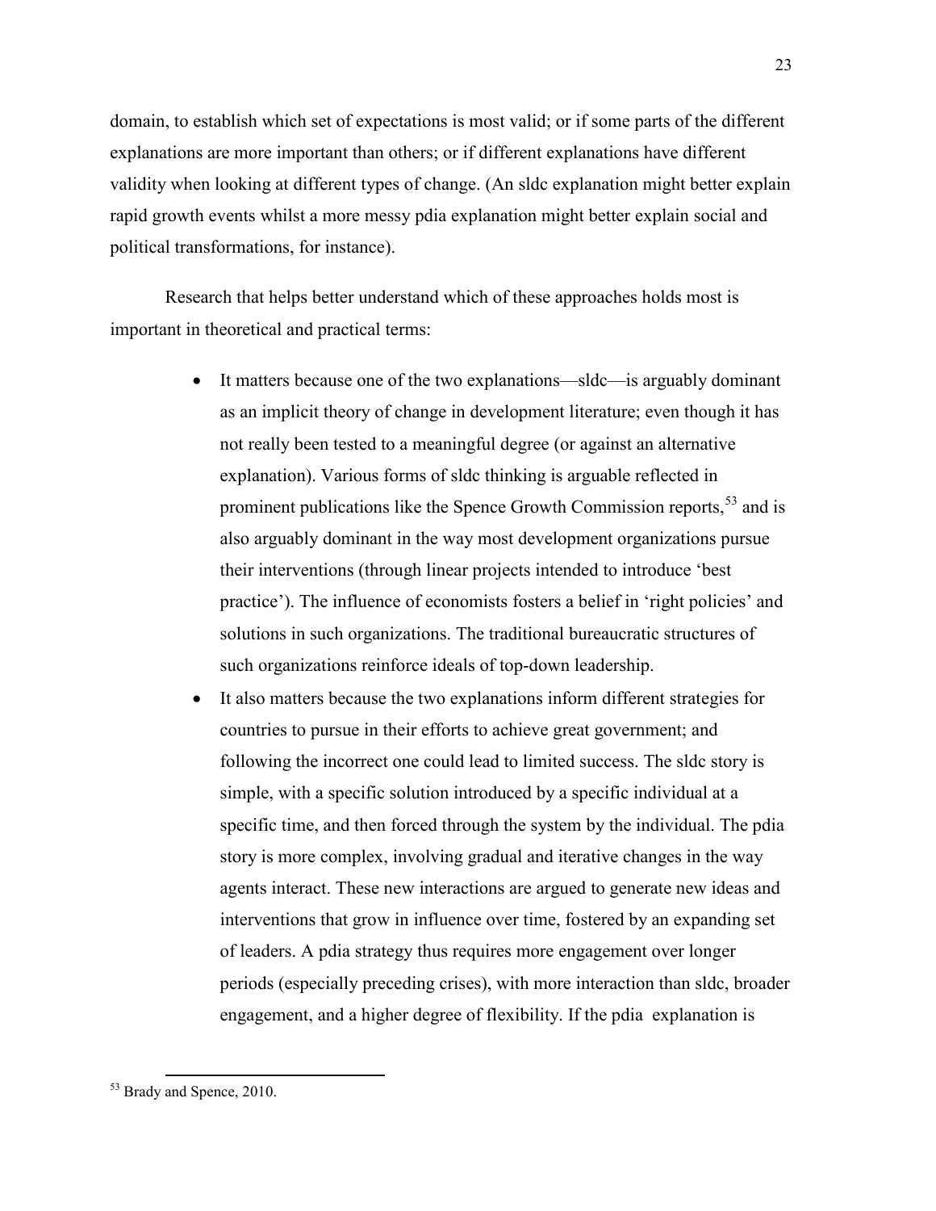domain, to establish which set of expectations is most valid; or if some parts of the different explanations are more important than others; or if different explanations have different validity when looking at different types of change. (An sldc explanation might better explain rapid growth events whilst a more messy pdia explanation might better explain social and political transformations, for instance).

Research that helps better understand which of these approaches holds most is important in theoretical and practical terms:

- It matters because one of the two explanations—sldc—is arguably dominant as an implicit theory of change in development literature; even though it has not really been tested to a meaningful degree (or against an alternative explanation). Various forms of sldc thinking is arguable reflected in prominent publications like the Spence Growth Commission reports,[53] and is also arguably dominant in the way most development organizations pursue their interventions (through linear projects intended to introduce 'best practice'). The influence of economists fosters a belief in 'right policies' and solutions in such organizations. The traditional bureaucratic structures of such organizations reinforce ideals of top-down leadership.
- It also matters because the two explanations inform different strategies for countries to pursue in their efforts to achieve great government; and following the incorrect one could lead to limited success. The sldc story is simple, with a specific solution introduced by a specific individual at a specific time, and then forced through the system by the individual. The pdia story is more complex, involving gradual and iterative changes in the way agents interact. These new interactions are argued to generate new ideas and interventions that grow in influence over time, fostered by an expanding set of leaders. A pdia strategy thus requires more engagement over longer periods (especially preceding crises), with more interaction than sldc, broader engagement, and a higher degree of flexibility. If the pdia explanation is

[53] Brady and Spence, 2010.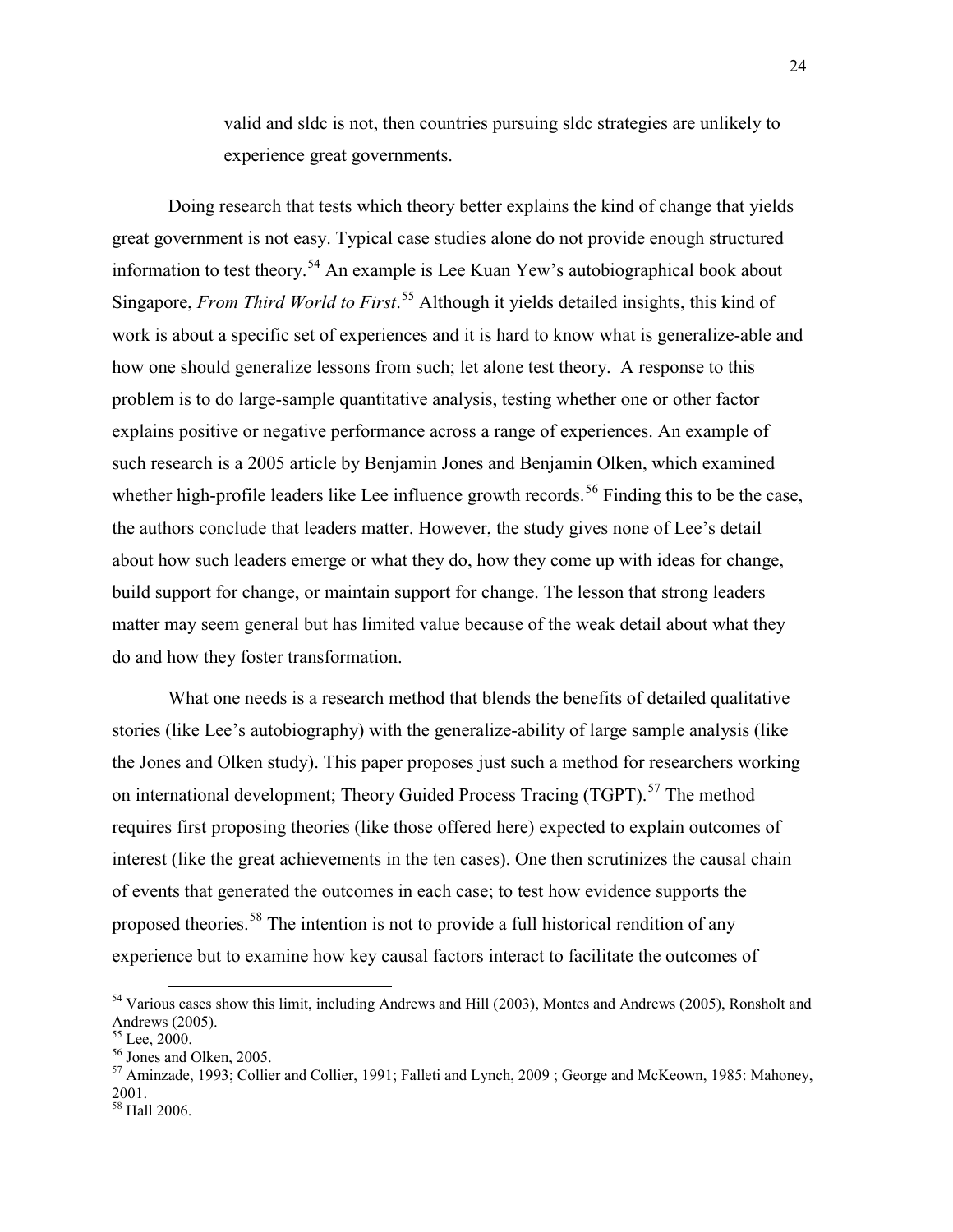> valid and sldc is not, then countries pursuing sldc strategies are unlikely to experience great governments.

Doing research that tests which theory better explains the kind of change that yields great government is not easy. Typical case studies alone do not provide enough structured information to test theory.[54] An example is Lee Kuan Yew's autobiographical book about Singapore, *From Third World to First*.[55] Although it yields detailed insights, this kind of work is about a specific set of experiences and it is hard to know what is generalize-able and how one should generalize lessons from such; let alone test theory. A response to this problem is to do large-sample quantitative analysis, testing whether one or other factor explains positive or negative performance across a range of experiences. An example of such research is a 2005 article by Benjamin Jones and Benjamin Olken, which examined whether high-profile leaders like Lee influence growth records.[56] Finding this to be the case, the authors conclude that leaders matter. However, the study gives none of Lee's detail about how such leaders emerge or what they do, how they come up with ideas for change, build support for change, or maintain support for change. The lesson that strong leaders matter may seem general but has limited value because of the weak detail about what they do and how they foster transformation.

What one needs is a research method that blends the benefits of detailed qualitative stories (like Lee's autobiography) with the generalize-ability of large sample analysis (like the Jones and Olken study). This paper proposes just such a method for researchers working on international development; Theory Guided Process Tracing (TGPT).[57] The method requires first proposing theories (like those offered here) expected to explain outcomes of interest (like the great achievements in the ten cases). One then scrutinizes the causal chain of events that generated the outcomes in each case; to test how evidence supports the proposed theories.[58] The intention is not to provide a full historical rendition of any experience but to examine how key causal factors interact to facilitate the outcomes of

---

[54] Various cases show this limit, including Andrews and Hill (2003), Montes and Andrews (2005), Ronsholt and Andrews (2005).

[55] Lee, 2000.

[56] Jones and Olken, 2005.

[57] Aminzade, 1993; Collier and Collier, 1991; Falleti and Lynch, 2009 ; George and McKeown, 1985: Mahoney, 2001.

[58] Hall 2006.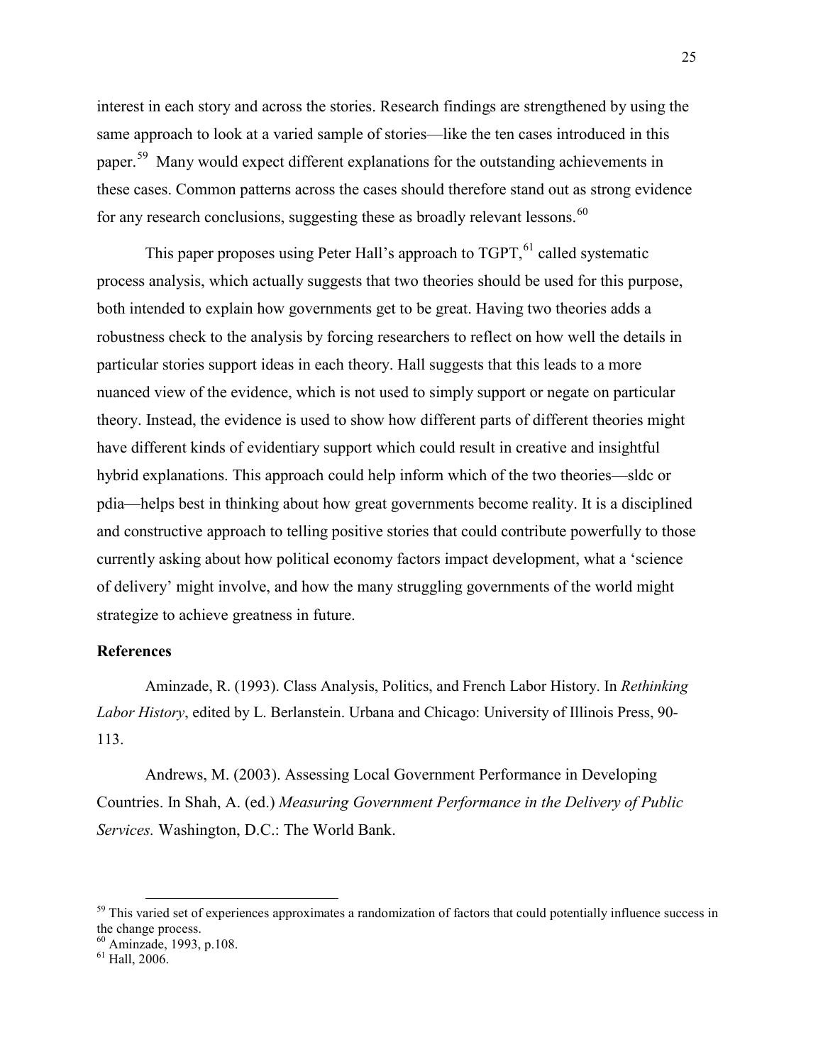interest in each story and across the stories. Research findings are strengthened by using the same approach to look at a varied sample of stories—like the ten cases introduced in this paper.[59] Many would expect different explanations for the outstanding achievements in these cases. Common patterns across the cases should therefore stand out as strong evidence for any research conclusions, suggesting these as broadly relevant lessons.[60]

This paper proposes using Peter Hall's approach to TGPT,[61] called systematic process analysis, which actually suggests that two theories should be used for this purpose, both intended to explain how governments get to be great. Having two theories adds a robustness check to the analysis by forcing researchers to reflect on how well the details in particular stories support ideas in each theory. Hall suggests that this leads to a more nuanced view of the evidence, which is not used to simply support or negate on particular theory. Instead, the evidence is used to show how different parts of different theories might have different kinds of evidentiary support which could result in creative and insightful hybrid explanations. This approach could help inform which of the two theories—sldc or pdia—helps best in thinking about how great governments become reality. It is a disciplined and constructive approach to telling positive stories that could contribute powerfully to those currently asking about how political economy factors impact development, what a 'science of delivery' might involve, and how the many struggling governments of the world might strategize to achieve greatness in future.

**References**

Aminzade, R. (1993). Class Analysis, Politics, and French Labor History. In *Rethinking Labor History*, edited by L. Berlanstein. Urbana and Chicago: University of Illinois Press, 90-113.

Andrews, M. (2003). Assessing Local Government Performance in Developing Countries. In Shah, A. (ed.) *Measuring Government Performance in the Delivery of Public Services.* Washington, D.C.: The World Bank.

---

[59] This varied set of experiences approximates a randomization of factors that could potentially influence success in the change process.

[60] Aminzade, 1993, p.108.

[61] Hall, 2006.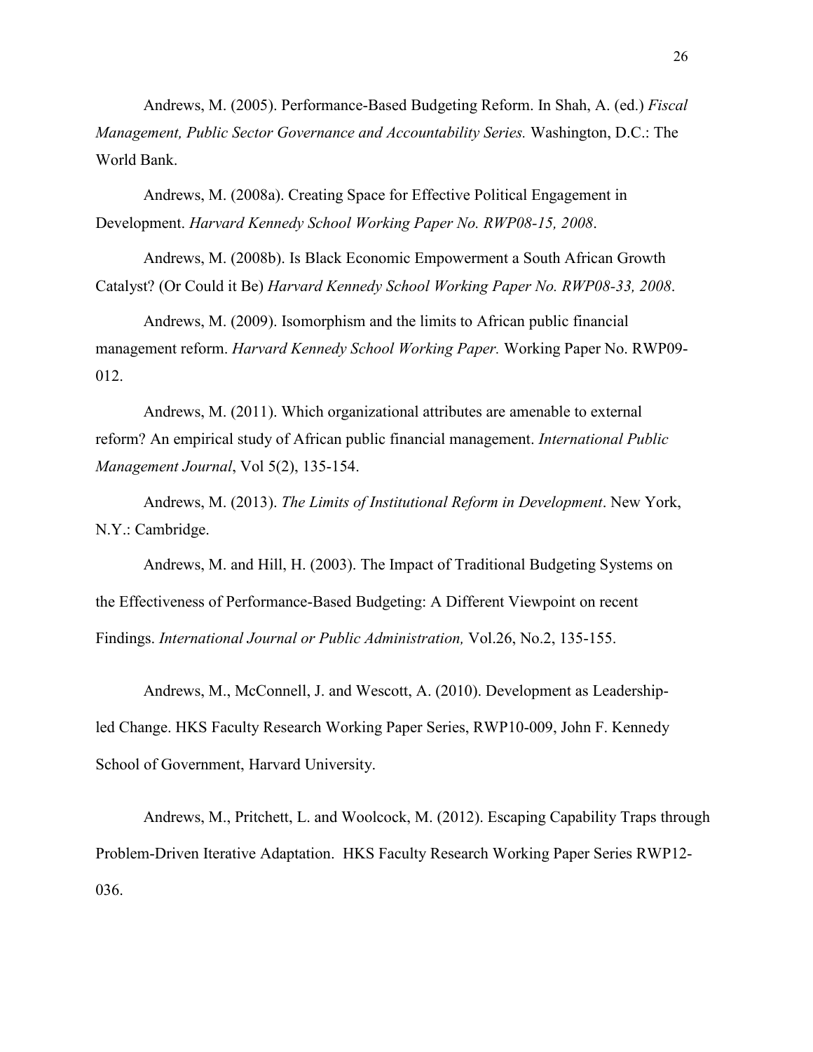Andrews, M. (2005). Performance-Based Budgeting Reform. In Shah, A. (ed.) *Fiscal Management, Public Sector Governance and Accountability Series.* Washington, D.C.: The World Bank.

Andrews, M. (2008a). Creating Space for Effective Political Engagement in Development. *Harvard Kennedy School Working Paper No. RWP08-15, 2008*.

Andrews, M. (2008b). Is Black Economic Empowerment a South African Growth Catalyst? (Or Could it Be) *Harvard Kennedy School Working Paper No. RWP08-33, 2008*.

Andrews, M. (2009). Isomorphism and the limits to African public financial management reform. *Harvard Kennedy School Working Paper.* Working Paper No. RWP09-012.

Andrews, M. (2011). Which organizational attributes are amenable to external reform? An empirical study of African public financial management. *International Public Management Journal*, Vol 5(2), 135-154.

Andrews, M. (2013). *The Limits of Institutional Reform in Development*. New York, N.Y.: Cambridge.

Andrews, M. and Hill, H. (2003). The Impact of Traditional Budgeting Systems on the Effectiveness of Performance-Based Budgeting: A Different Viewpoint on recent Findings. *International Journal or Public Administration,* Vol.26, No.2, 135-155.

Andrews, M., McConnell, J. and Wescott, A. (2010). Development as Leadership-led Change. HKS Faculty Research Working Paper Series, RWP10-009, John F. Kennedy School of Government, Harvard University.

Andrews, M., Pritchett, L. and Woolcock, M. (2012). Escaping Capability Traps through Problem-Driven Iterative Adaptation. HKS Faculty Research Working Paper Series RWP12-036.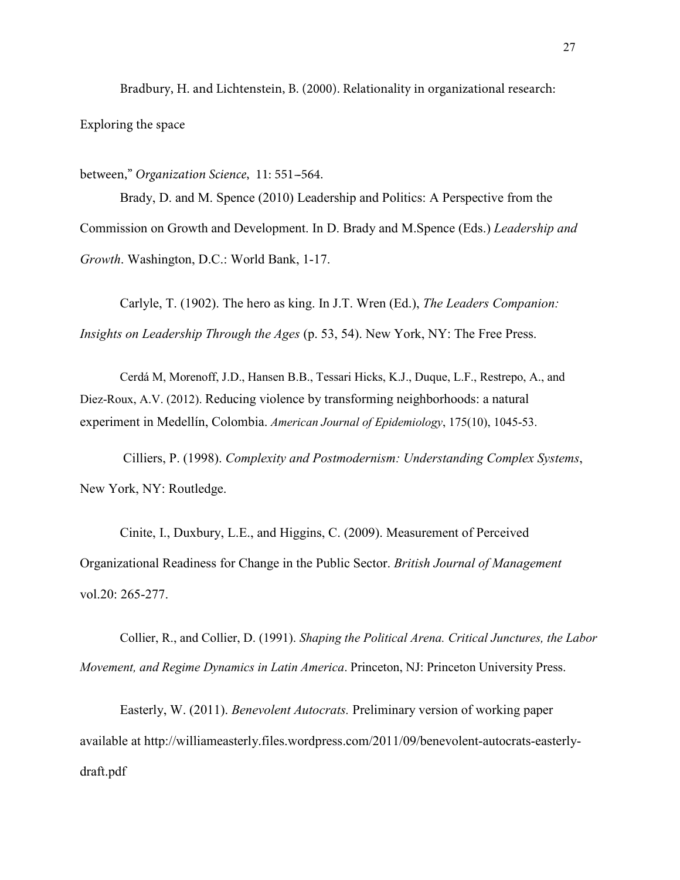Bradbury, H. and Lichtenstein, B. (2000). Relationality in organizational research: Exploring the space between," *Organization Science*, 11: 551–564.

Brady, D. and M. Spence (2010) Leadership and Politics: A Perspective from the Commission on Growth and Development. In D. Brady and M.Spence (Eds.) *Leadership and Growth*. Washington, D.C.: World Bank, 1-17.

Carlyle, T. (1902). The hero as king. In J.T. Wren (Ed.), *The Leaders Companion: Insights on Leadership Through the Ages* (p. 53, 54). New York, NY: The Free Press.

Cerdá M, Morenoff, J.D., Hansen B.B., Tessari Hicks, K.J., Duque, L.F., Restrepo, A., and Diez-Roux, A.V. (2012). Reducing violence by transforming neighborhoods: a natural experiment in Medellín, Colombia. *American Journal of Epidemiology*, 175(10), 1045-53.

Cilliers, P. (1998). *Complexity and Postmodernism: Understanding Complex Systems*, New York, NY: Routledge.

Cinite, I., Duxbury, L.E., and Higgins, C. (2009). Measurement of Perceived Organizational Readiness for Change in the Public Sector. *British Journal of Management* vol.20: 265-277.

Collier, R., and Collier, D. (1991). *Shaping the Political Arena. Critical Junctures, the Labor Movement, and Regime Dynamics in Latin America*. Princeton, NJ: Princeton University Press.

Easterly, W. (2011). *Benevolent Autocrats.* Preliminary version of working paper available at http://williameasterly.files.wordpress.com/2011/09/benevolent-autocrats-easterly-draft.pdf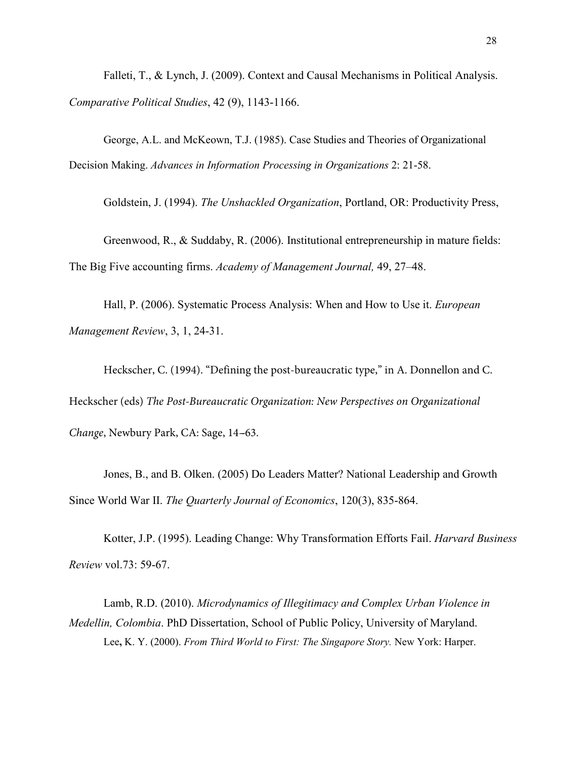Falleti, T., & Lynch, J. (2009). Context and Causal Mechanisms in Political Analysis. *Comparative Political Studies*, 42 (9), 1143-1166.

George, A.L. and McKeown, T.J. (1985). Case Studies and Theories of Organizational Decision Making. *Advances in Information Processing in Organizations* 2: 21-58.

Goldstein, J. (1994). *The Unshackled Organization*, Portland, OR: Productivity Press,

Greenwood, R., & Suddaby, R. (2006). Institutional entrepreneurship in mature fields: The Big Five accounting firms. *Academy of Management Journal,* 49, 27–48.

Hall, P. (2006). Systematic Process Analysis: When and How to Use it. *European Management Review*, 3, 1, 24-31.

Heckscher, C. (1994). "Defining the post-bureaucratic type," in A. Donnellon and C. Heckscher (eds) *The Post-Bureaucratic Organization: New Perspectives on Organizational Change*, Newbury Park, CA: Sage, 14–63.

Jones, B., and B. Olken. (2005) Do Leaders Matter? National Leadership and Growth Since World War II. *The Quarterly Journal of Economics*, 120(3), 835-864.

Kotter, J.P. (1995). Leading Change: Why Transformation Efforts Fail. *Harvard Business Review* vol.73: 59-67.

Lamb, R.D. (2010). *Microdynamics of Illegitimacy and Complex Urban Violence in Medellin, Colombia*. PhD Dissertation, School of Public Policy, University of Maryland.

Lee, K. Y. (2000). *From Third World to First: The Singapore Story.* New York: Harper.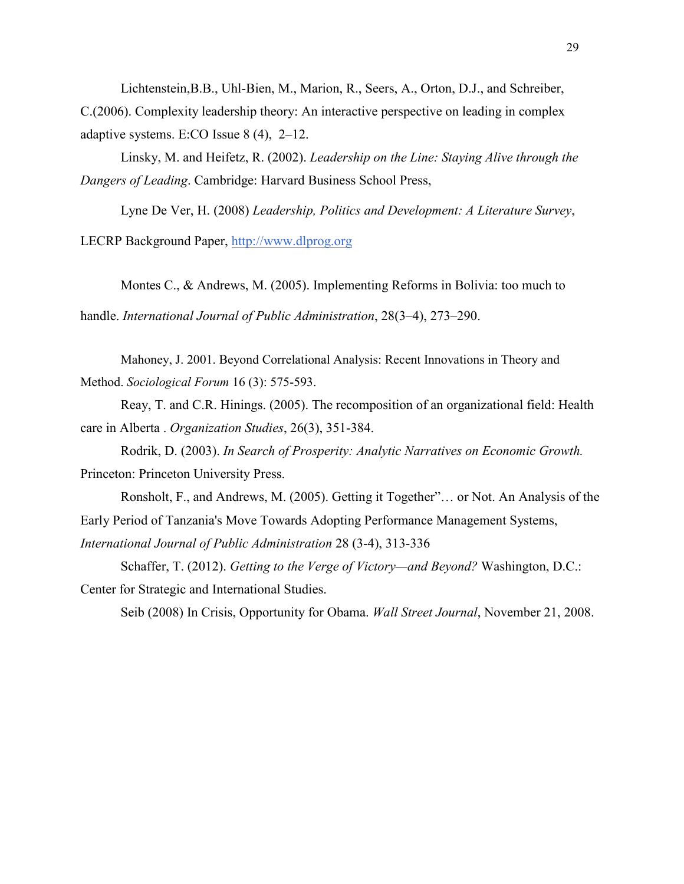Lichtenstein,B.B., Uhl-Bien, M., Marion, R., Seers, A., Orton, D.J., and Schreiber, C.(2006). Complexity leadership theory: An interactive perspective on leading in complex adaptive systems. E:CO Issue 8 (4), 2–12.

Linsky, M. and Heifetz, R. (2002). *Leadership on the Line: Staying Alive through the Dangers of Leading*. Cambridge: Harvard Business School Press,

Lyne De Ver, H. (2008) *Leadership, Politics and Development: A Literature Survey*, LECRP Background Paper, http://www.dlprog.org

Montes C., & Andrews, M. (2005). Implementing Reforms in Bolivia: too much to handle. *International Journal of Public Administration*, 28(3–4), 273–290.

Mahoney, J. 2001. Beyond Correlational Analysis: Recent Innovations in Theory and Method. *Sociological Forum* 16 (3): 575-593.

Reay, T. and C.R. Hinings. (2005). The recomposition of an organizational field: Health care in Alberta . *Organization Studies*, 26(3), 351-384.

Rodrik, D. (2003). *In Search of Prosperity: Analytic Narratives on Economic Growth.* Princeton: Princeton University Press.

Ronsholt, F., and Andrews, M. (2005). Getting it Together"… or Not. An Analysis of the Early Period of Tanzania's Move Towards Adopting Performance Management Systems, *International Journal of Public Administration* 28 (3-4), 313-336

Schaffer, T. (2012). *Getting to the Verge of Victory—and Beyond?* Washington, D.C.: Center for Strategic and International Studies.

Seib (2008) In Crisis, Opportunity for Obama. *Wall Street Journal*, November 21, 2008.